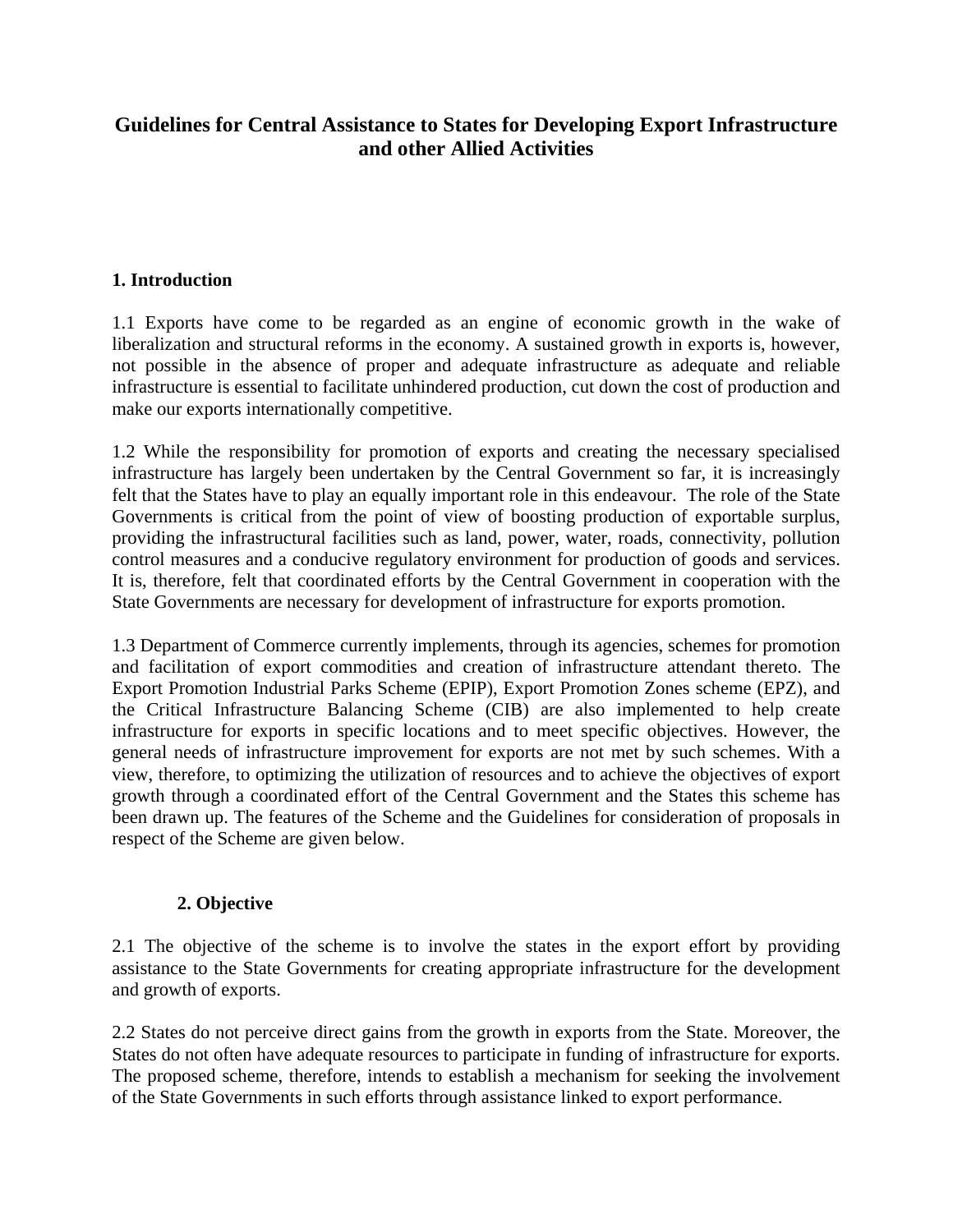# Guidelines for Central Assistance to States for Developing Export Infrastructure and other Allied Activities

## 1. Introduction

1.1 Exports have come to be regarded as an engine of economic growth in the wake of liberalization and structural reforms in the economy. A sustained growth in exports is, however, not possible in the absence of proper and adequate infrastructure as adequate and reliable infrastructure is essential to facilitate unhindered production, cut down the cost of production and make our exports internationally competitive.

1.2 While the responsibility for promotion of exports and creating the necessary specialised infrastructure has largely been undertaken by the Central Government so far, it is increasingly felt that the States have to play an equally important role in this endeavour. The role of the State Governments is critical from the point of view of boosting production of exportable surplus, providing the infrastructural facilities such as land, power, water, roads, connectivity, pollution control measures and a conducive regulatory environment for production of goods and services. It is, therefore, felt that coordinated efforts by the Central Government in cooperation with the State Governments are necessary for development of infrastructure for exports promotion.

1.3 Department of Commerce currently implements, through its agencies, schemes for promotion and facilitation of export commodities and creation of infrastructure attendant thereto. The Export Promotion Industrial Parks Scheme (EPIP), Export Promotion Zones scheme (EPZ), and the Critical Infrastructure Balancing Scheme (CIB) are also implemented to help create infrastructure for exports in specific locations and to meet specific objectives. However, the general needs of infrastructure improvement for exports are not met by such schemes. With a view, therefore, to optimizing the utilization of resources and to achieve the objectives of export growth through a coordinated effort of the Central Government and the States this scheme has been drawn up. The features of the Scheme and the Guidelines for consideration of proposals in respect of the Scheme are given below.

## 2. Objective

2.1 The objective of the scheme is to involve the states in the export effort by providing assistance to the State Governments for creating appropriate infrastructure for the development and growth of exports.

2.2 States do not perceive direct gains from the growth in exports from the State. Moreover, the States do not often have adequate resources to participate in funding of infrastructure for exports. The proposed scheme, therefore, intends to establish a mechanism for seeking the involvement of the State Governments in such efforts through assistance linked to export performance.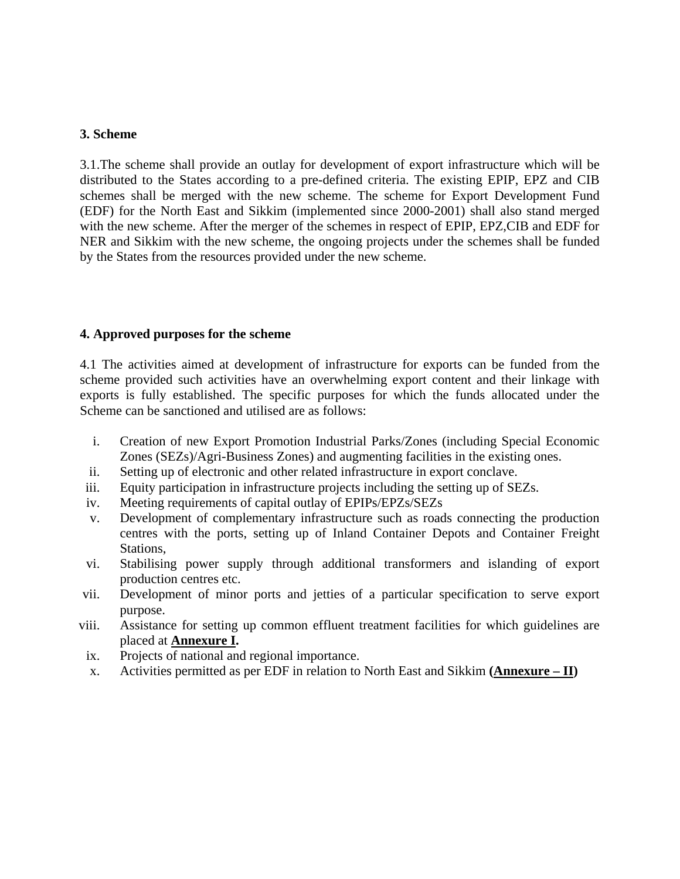**3. Scheme**

3.1.The scheme shall provide an outlay for development of export infrastructure which will be distributed to the States according to a pre-defined criteria. The existing EPIP, EPZ and CIB schemes shall be merged with the new scheme. The scheme for Export Development Fund (EDF) for the North East and Sikkim (implemented since 2000-2001) shall also stand merged with the new scheme. After the merger of the schemes in respect of EPIP, EPZ,CIB and EDF for NER and Sikkim with the new scheme, the ongoing projects under the schemes shall be funded by the States from the resources provided under the new scheme.

**4. Approved purposes for the scheme**

4.1 The activities aimed at development of infrastructure for exports can be funded from the scheme provided such activities have an overwhelming export content and their linkage with exports is fully established. The specific purposes for which the funds allocated under the Scheme can be sanctioned and utilised are as follows:

i. Creation of new Export Promotion Industrial Parks/Zones (including Special Economic Zones (SEZs)/Agri-Business Zones) and augmenting facilities in the existing ones.
ii. Setting up of electronic and other related infrastructure in export conclave.
iii. Equity participation in infrastructure projects including the setting up of SEZs.
iv. Meeting requirements of capital outlay of EPIPs/EPZs/SEZs
v. Development of complementary infrastructure such as roads connecting the production centres with the ports, setting up of Inland Container Depots and Container Freight Stations,
vi. Stabilising power supply through additional transformers and islanding of export production centres etc.
vii. Development of minor ports and jetties of a particular specification to serve export purpose.
viii. Assistance for setting up common effluent treatment facilities for which guidelines are placed at **Annexure I.**
ix. Projects of national and regional importance.
x. Activities permitted as per EDF in relation to North East and Sikkim **(Annexure – II)**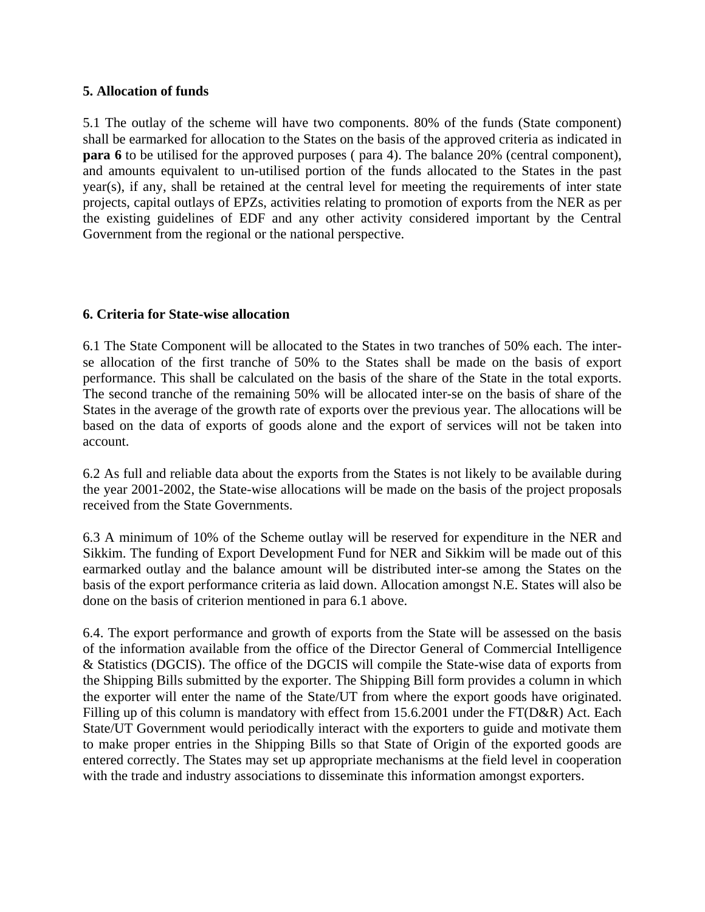## 5. Allocation of funds

5.1 The outlay of the scheme will have two components. 80% of the funds (State component) shall be earmarked for allocation to the States on the basis of the approved criteria as indicated in **para 6** to be utilised for the approved purposes ( para 4). The balance 20% (central component), and amounts equivalent to un-utilised portion of the funds allocated to the States in the past year(s), if any, shall be retained at the central level for meeting the requirements of inter state projects, capital outlays of EPZs, activities relating to promotion of exports from the NER as per the existing guidelines of EDF and any other activity considered important by the Central Government from the regional or the national perspective.

## 6. Criteria for State-wise allocation

6.1 The State Component will be allocated to the States in two tranches of 50% each. The inter-se allocation of the first tranche of 50% to the States shall be made on the basis of export performance. This shall be calculated on the basis of the share of the State in the total exports. The second tranche of the remaining 50% will be allocated inter-se on the basis of share of the States in the average of the growth rate of exports over the previous year. The allocations will be based on the data of exports of goods alone and the export of services will not be taken into account.

6.2 As full and reliable data about the exports from the States is not likely to be available during the year 2001-2002, the State-wise allocations will be made on the basis of the project proposals received from the State Governments.

6.3 A minimum of 10% of the Scheme outlay will be reserved for expenditure in the NER and Sikkim. The funding of Export Development Fund for NER and Sikkim will be made out of this earmarked outlay and the balance amount will be distributed inter-se among the States on the basis of the export performance criteria as laid down. Allocation amongst N.E. States will also be done on the basis of criterion mentioned in para 6.1 above.

6.4. The export performance and growth of exports from the State will be assessed on the basis of the information available from the office of the Director General of Commercial Intelligence & Statistics (DGCIS). The office of the DGCIS will compile the State-wise data of exports from the Shipping Bills submitted by the exporter. The Shipping Bill form provides a column in which the exporter will enter the name of the State/UT from where the export goods have originated. Filling up of this column is mandatory with effect from 15.6.2001 under the FT(D&R) Act. Each State/UT Government would periodically interact with the exporters to guide and motivate them to make proper entries in the Shipping Bills so that State of Origin of the exported goods are entered correctly. The States may set up appropriate mechanisms at the field level in cooperation with the trade and industry associations to disseminate this information amongst exporters.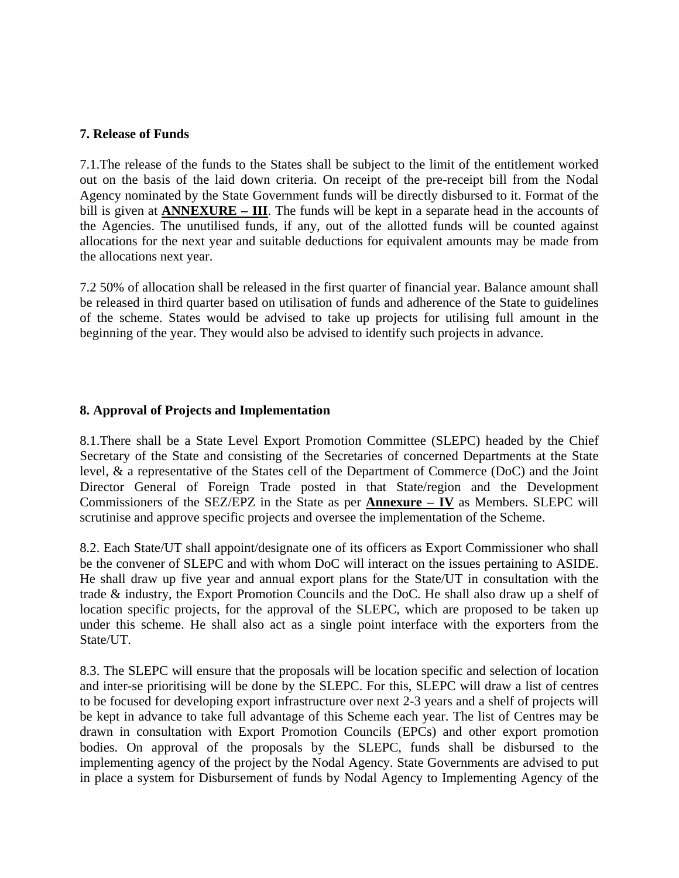### 7. Release of Funds

7.1.The release of the funds to the States shall be subject to the limit of the entitlement worked out on the basis of the laid down criteria. On receipt of the pre-receipt bill from the Nodal Agency nominated by the State Government funds will be directly disbursed to it. Format of the bill is given at **ANNEXURE – III**. The funds will be kept in a separate head in the accounts of the Agencies. The unutilised funds, if any, out of the allotted funds will be counted against allocations for the next year and suitable deductions for equivalent amounts may be made from the allocations next year.

7.2 50% of allocation shall be released in the first quarter of financial year. Balance amount shall be released in third quarter based on utilisation of funds and adherence of the State to guidelines of the scheme. States would be advised to take up projects for utilising full amount in the beginning of the year. They would also be advised to identify such projects in advance.

### 8. Approval of Projects and Implementation

8.1.There shall be a State Level Export Promotion Committee (SLEPC) headed by the Chief Secretary of the State and consisting of the Secretaries of concerned Departments at the State level, & a representative of the States cell of the Department of Commerce (DoC) and the Joint Director General of Foreign Trade posted in that State/region and the Development Commissioners of the SEZ/EPZ in the State as per **Annexure – IV** as Members. SLEPC will scrutinise and approve specific projects and oversee the implementation of the Scheme.

8.2. Each State/UT shall appoint/designate one of its officers as Export Commissioner who shall be the convener of SLEPC and with whom DoC will interact on the issues pertaining to ASIDE. He shall draw up five year and annual export plans for the State/UT in consultation with the trade & industry, the Export Promotion Councils and the DoC. He shall also draw up a shelf of location specific projects, for the approval of the SLEPC, which are proposed to be taken up under this scheme. He shall also act as a single point interface with the exporters from the State/UT.

8.3. The SLEPC will ensure that the proposals will be location specific and selection of location and inter-se prioritising will be done by the SLEPC. For this, SLEPC will draw a list of centres to be focused for developing export infrastructure over next 2-3 years and a shelf of projects will be kept in advance to take full advantage of this Scheme each year. The list of Centres may be drawn in consultation with Export Promotion Councils (EPCs) and other export promotion bodies. On approval of the proposals by the SLEPC, funds shall be disbursed to the implementing agency of the project by the Nodal Agency. State Governments are advised to put in place a system for Disbursement of funds by Nodal Agency to Implementing Agency of the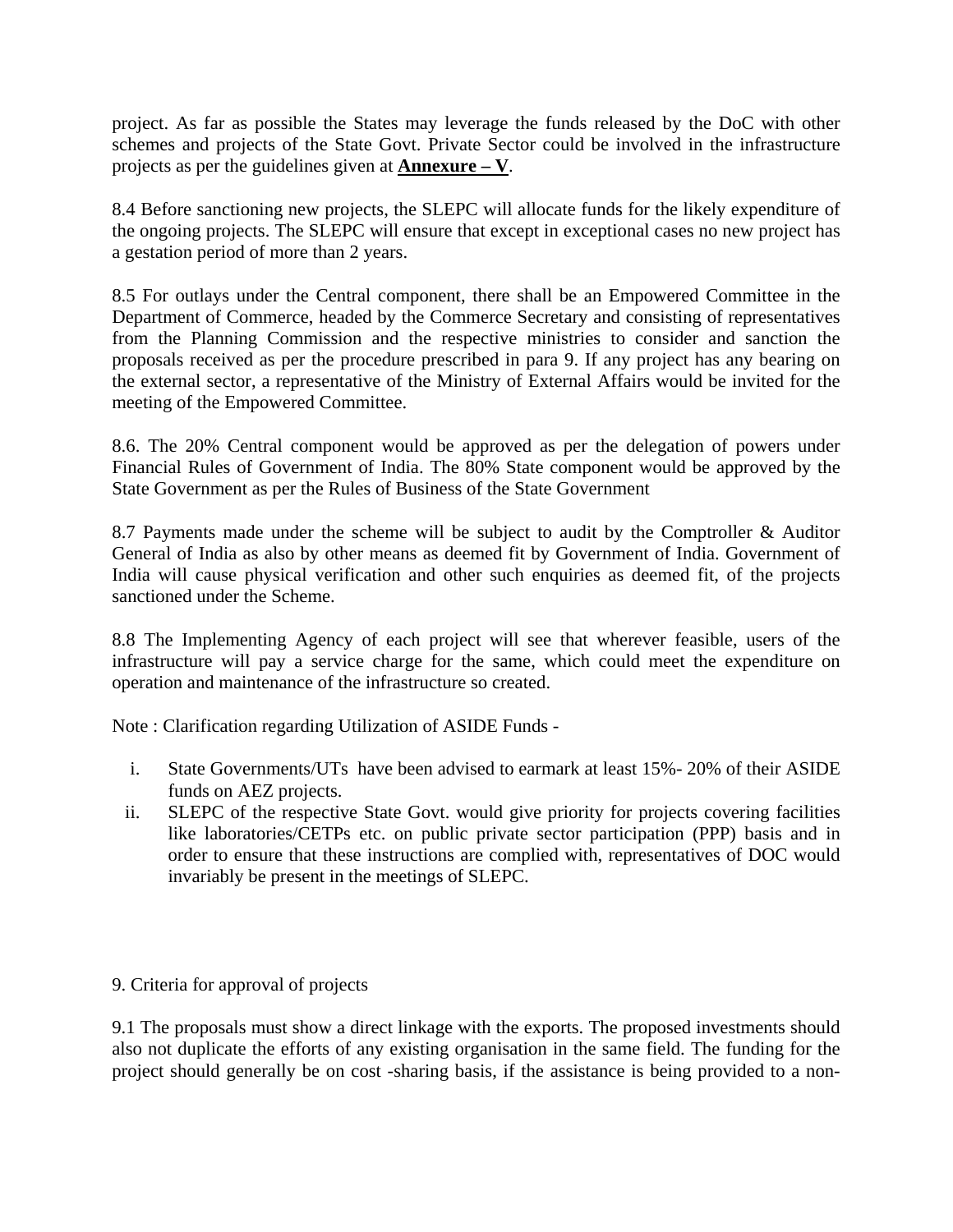project. As far as possible the States may leverage the funds released by the DoC with other schemes and projects of the State Govt. Private Sector could be involved in the infrastructure projects as per the guidelines given at **Annexure – V**.

8.4 Before sanctioning new projects, the SLEPC will allocate funds for the likely expenditure of the ongoing projects. The SLEPC will ensure that except in exceptional cases no new project has a gestation period of more than 2 years.

8.5 For outlays under the Central component, there shall be an Empowered Committee in the Department of Commerce, headed by the Commerce Secretary and consisting of representatives from the Planning Commission and the respective ministries to consider and sanction the proposals received as per the procedure prescribed in para 9. If any project has any bearing on the external sector, a representative of the Ministry of External Affairs would be invited for the meeting of the Empowered Committee.

8.6. The 20% Central component would be approved as per the delegation of powers under Financial Rules of Government of India. The 80% State component would be approved by the State Government as per the Rules of Business of the State Government

8.7 Payments made under the scheme will be subject to audit by the Comptroller & Auditor General of India as also by other means as deemed fit by Government of India. Government of India will cause physical verification and other such enquiries as deemed fit, of the projects sanctioned under the Scheme.

8.8 The Implementing Agency of each project will see that wherever feasible, users of the infrastructure will pay a service charge for the same, which could meet the expenditure on operation and maintenance of the infrastructure so created.

Note : Clarification regarding Utilization of ASIDE Funds -

i. State Governments/UTs have been advised to earmark at least 15%- 20% of their ASIDE funds on AEZ projects.
ii. SLEPC of the respective State Govt. would give priority for projects covering facilities like laboratories/CETPs etc. on public private sector participation (PPP) basis and in order to ensure that these instructions are complied with, representatives of DOC would invariably be present in the meetings of SLEPC.

9. Criteria for approval of projects

9.1 The proposals must show a direct linkage with the exports. The proposed investments should also not duplicate the efforts of any existing organisation in the same field. The funding for the project should generally be on cost -sharing basis, if the assistance is being provided to a non-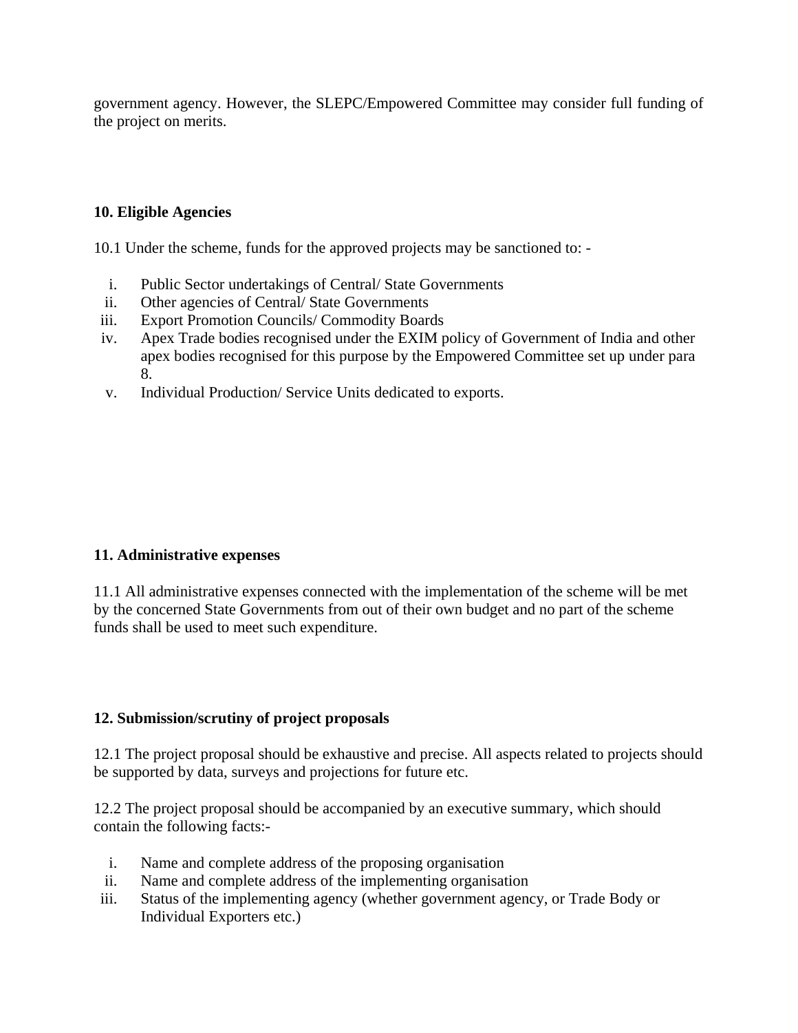government agency. However, the SLEPC/Empowered Committee may consider full funding of the project on merits.

**10. Eligible Agencies**

10.1 Under the scheme, funds for the approved projects may be sanctioned to: -

i. Public Sector undertakings of Central/ State Governments
ii. Other agencies of Central/ State Governments
iii. Export Promotion Councils/ Commodity Boards
iv. Apex Trade bodies recognised under the EXIM policy of Government of India and other apex bodies recognised for this purpose by the Empowered Committee set up under para 8.
v. Individual Production/ Service Units dedicated to exports.

**11. Administrative expenses**

11.1 All administrative expenses connected with the implementation of the scheme will be met by the concerned State Governments from out of their own budget and no part of the scheme funds shall be used to meet such expenditure.

**12. Submission/scrutiny of project proposals**

12.1 The project proposal should be exhaustive and precise. All aspects related to projects should be supported by data, surveys and projections for future etc.

12.2 The project proposal should be accompanied by an executive summary, which should contain the following facts:-

i. Name and complete address of the proposing organisation
ii. Name and complete address of the implementing organisation
iii. Status of the implementing agency (whether government agency, or Trade Body or Individual Exporters etc.)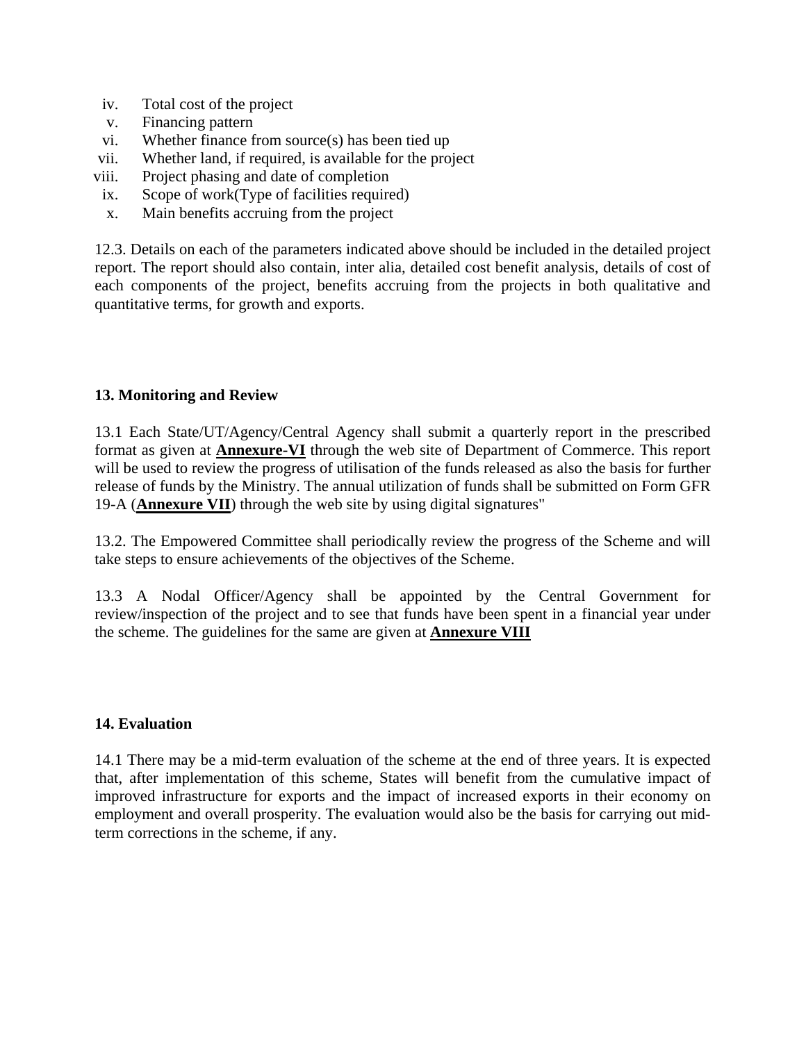iv. Total cost of the project
v. Financing pattern
vi. Whether finance from source(s) has been tied up
vii. Whether land, if required, is available for the project
viii. Project phasing and date of completion
ix. Scope of work(Type of facilities required)
x. Main benefits accruing from the project

12.3. Details on each of the parameters indicated above should be included in the detailed project report. The report should also contain, inter alia, detailed cost benefit analysis, details of cost of each components of the project, benefits accruing from the projects in both qualitative and quantitative terms, for growth and exports.

**13. Monitoring and Review**

13.1 Each State/UT/Agency/Central Agency shall submit a quarterly report in the prescribed format as given at **Annexure-VI** through the web site of Department of Commerce. This report will be used to review the progress of utilisation of the funds released as also the basis for further release of funds by the Ministry. The annual utilization of funds shall be submitted on Form GFR 19-A (**Annexure VII**) through the web site by using digital signatures"

13.2. The Empowered Committee shall periodically review the progress of the Scheme and will take steps to ensure achievements of the objectives of the Scheme.

13.3 A Nodal Officer/Agency shall be appointed by the Central Government for review/inspection of the project and to see that funds have been spent in a financial year under the scheme. The guidelines for the same are given at **Annexure VIII**

**14. Evaluation**

14.1 There may be a mid-term evaluation of the scheme at the end of three years. It is expected that, after implementation of this scheme, States will benefit from the cumulative impact of improved infrastructure for exports and the impact of increased exports in their economy on employment and overall prosperity. The evaluation would also be the basis for carrying out mid-term corrections in the scheme, if any.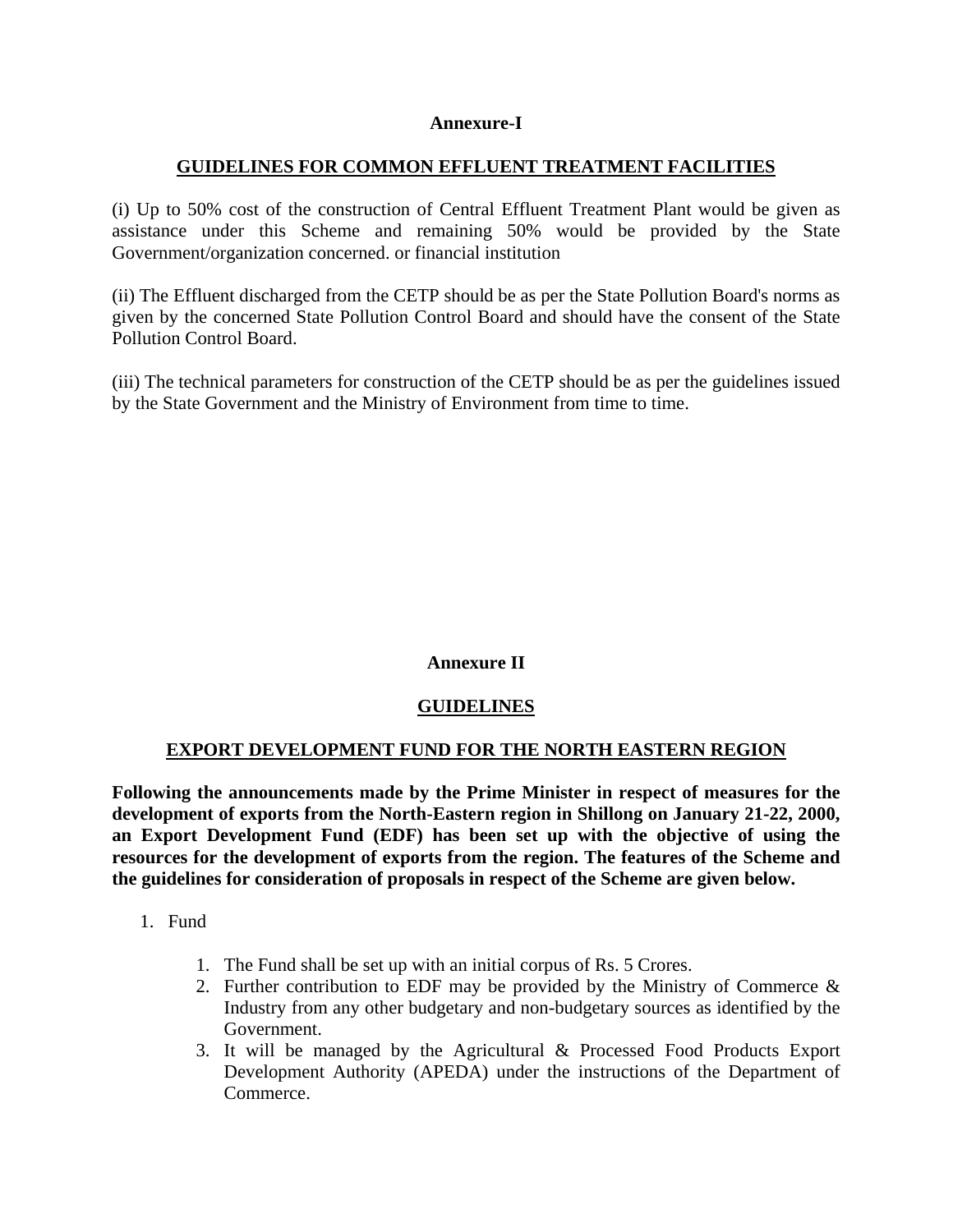**Annexure-I**

## GUIDELINES FOR COMMON EFFLUENT TREATMENT FACILITIES

(i) Up to 50% cost of the construction of Central Effluent Treatment Plant would be given as assistance under this Scheme and remaining 50% would be provided by the State Government/organization concerned. or financial institution

(ii) The Effluent discharged from the CETP should be as per the State Pollution Board's norms as given by the concerned State Pollution Control Board and should have the consent of the State Pollution Control Board.

(iii) The technical parameters for construction of the CETP should be as per the guidelines issued by the State Government and the Ministry of Environment from time to time.

**Annexure II**

## GUIDELINES

## EXPORT DEVELOPMENT FUND FOR THE NORTH EASTERN REGION

**Following the announcements made by the Prime Minister in respect of measures for the development of exports from the North-Eastern region in Shillong on January 21-22, 2000, an Export Development Fund (EDF) has been set up with the objective of using the resources for the development of exports from the region. The features of the Scheme and the guidelines for consideration of proposals in respect of the Scheme are given below.**

1. Fund

    1. The Fund shall be set up with an initial corpus of Rs. 5 Crores.
    2. Further contribution to EDF may be provided by the Ministry of Commerce & Industry from any other budgetary and non-budgetary sources as identified by the Government.
    3. It will be managed by the Agricultural & Processed Food Products Export Development Authority (APEDA) under the instructions of the Department of Commerce.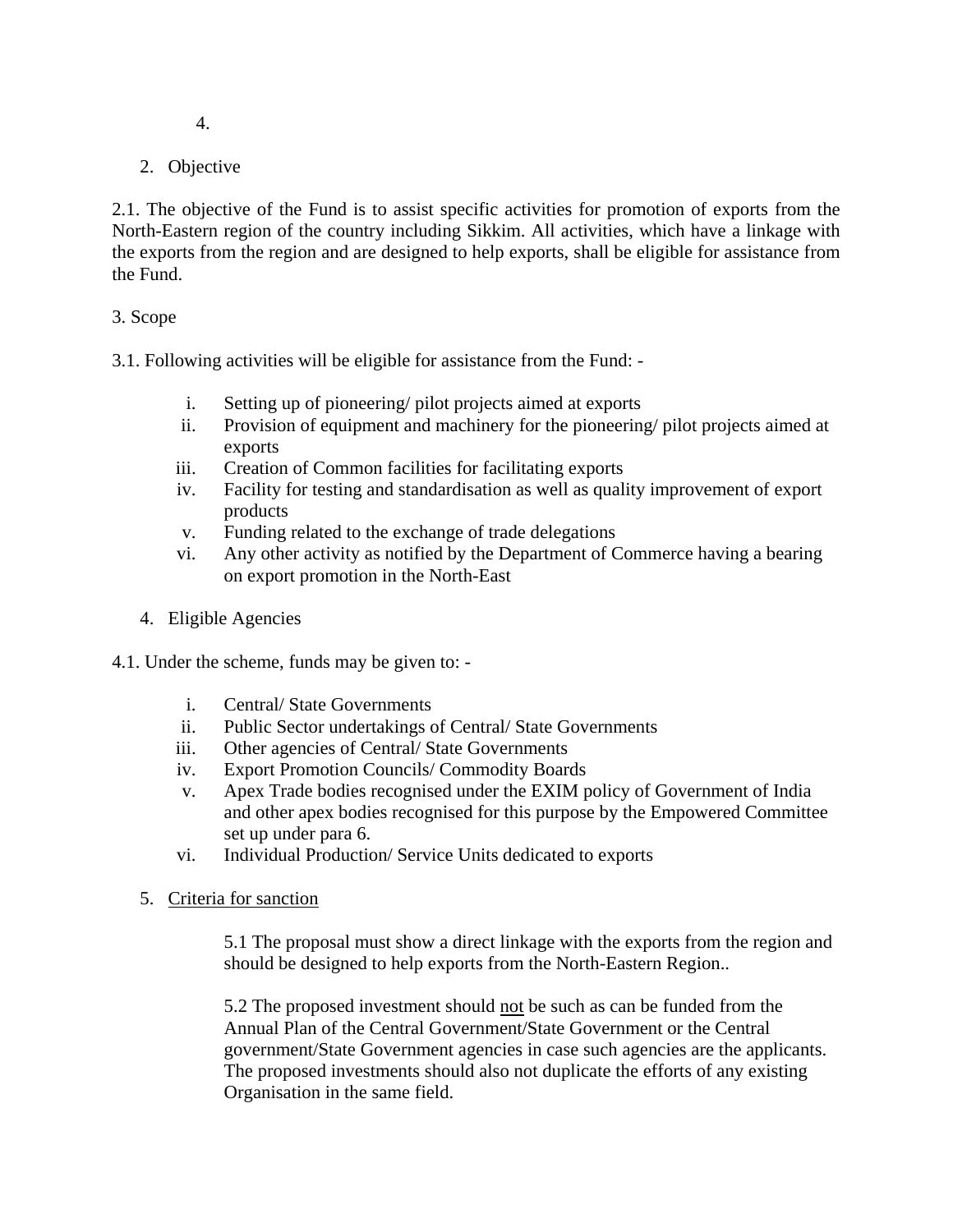4.

## 2. Objective

2.1. The objective of the Fund is to assist specific activities for promotion of exports from the North-Eastern region of the country including Sikkim. All activities, which have a linkage with the exports from the region and are designed to help exports, shall be eligible for assistance from the Fund.

## 3. Scope

3.1. Following activities will be eligible for assistance from the Fund: -

i. Setting up of pioneering/ pilot projects aimed at exports
ii. Provision of equipment and machinery for the pioneering/ pilot projects aimed at exports
iii. Creation of Common facilities for facilitating exports
iv. Facility for testing and standardisation as well as quality improvement of export products
v. Funding related to the exchange of trade delegations
vi. Any other activity as notified by the Department of Commerce having a bearing on export promotion in the North-East

## 4. Eligible Agencies

4.1. Under the scheme, funds may be given to: -

i. Central/ State Governments
ii. Public Sector undertakings of Central/ State Governments
iii. Other agencies of Central/ State Governments
iv. Export Promotion Councils/ Commodity Boards
v. Apex Trade bodies recognised under the EXIM policy of Government of India and other apex bodies recognised for this purpose by the Empowered Committee set up under para 6.
vi. Individual Production/ Service Units dedicated to exports

## 5. Criteria for sanction

5.1 The proposal must show a direct linkage with the exports from the region and should be designed to help exports from the North-Eastern Region..

5.2 The proposed investment should not be such as can be funded from the Annual Plan of the Central Government/State Government or the Central government/State Government agencies in case such agencies are the applicants. The proposed investments should also not duplicate the efforts of any existing Organisation in the same field.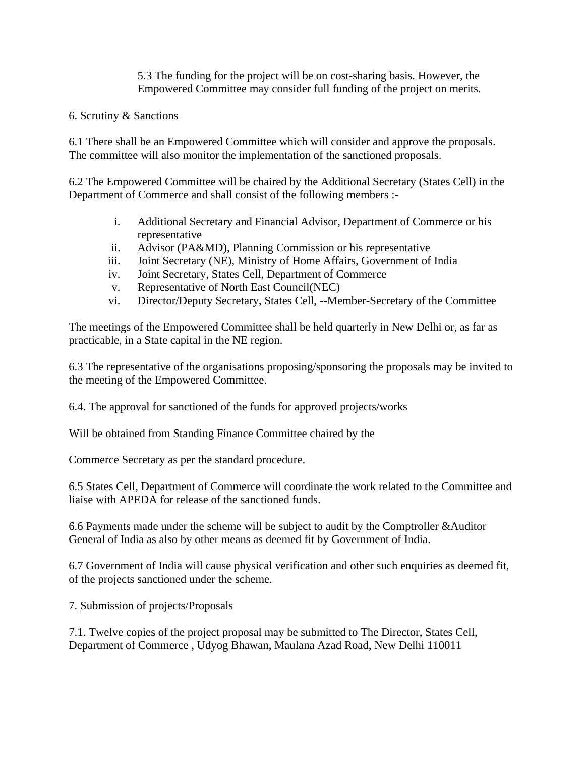5.3 The funding for the project will be on cost-sharing basis. However, the Empowered Committee may consider full funding of the project on merits.

6. Scrutiny & Sanctions

6.1 There shall be an Empowered Committee which will consider and approve the proposals. The committee will also monitor the implementation of the sanctioned proposals.

6.2 The Empowered Committee will be chaired by the Additional Secretary (States Cell) in the Department of Commerce and shall consist of the following members :-

i. Additional Secretary and Financial Advisor, Department of Commerce or his representative
ii. Advisor (PA&MD), Planning Commission or his representative
iii. Joint Secretary (NE), Ministry of Home Affairs, Government of India
iv. Joint Secretary, States Cell, Department of Commerce
v. Representative of North East Council(NEC)
vi. Director/Deputy Secretary, States Cell, --Member-Secretary of the Committee

The meetings of the Empowered Committee shall be held quarterly in New Delhi or, as far as practicable, in a State capital in the NE region.

6.3 The representative of the organisations proposing/sponsoring the proposals may be invited to the meeting of the Empowered Committee.

6.4. The approval for sanctioned of the funds for approved projects/works

Will be obtained from Standing Finance Committee chaired by the

Commerce Secretary as per the standard procedure.

6.5 States Cell, Department of Commerce will coordinate the work related to the Committee and liaise with APEDA for release of the sanctioned funds.

6.6 Payments made under the scheme will be subject to audit by the Comptroller &Auditor General of India as also by other means as deemed fit by Government of India.

6.7 Government of India will cause physical verification and other such enquiries as deemed fit, of the projects sanctioned under the scheme.

7. Submission of projects/Proposals

7.1. Twelve copies of the project proposal may be submitted to The Director, States Cell, Department of Commerce , Udyog Bhawan, Maulana Azad Road, New Delhi 110011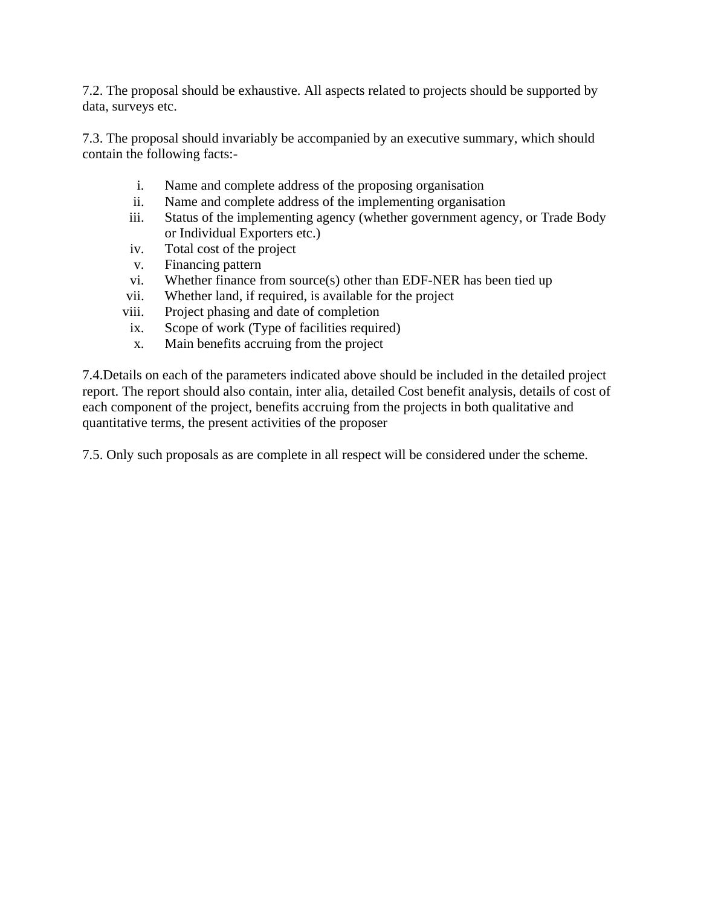7.2. The proposal should be exhaustive. All aspects related to projects should be supported by data, surveys etc.

7.3. The proposal should invariably be accompanied by an executive summary, which should contain the following facts:-

i. Name and complete address of the proposing organisation
ii. Name and complete address of the implementing organisation
iii. Status of the implementing agency (whether government agency, or Trade Body or Individual Exporters etc.)
iv. Total cost of the project
v. Financing pattern
vi. Whether finance from source(s) other than EDF-NER has been tied up
vii. Whether land, if required, is available for the project
viii. Project phasing and date of completion
ix. Scope of work (Type of facilities required)
x. Main benefits accruing from the project

7.4.Details on each of the parameters indicated above should be included in the detailed project report. The report should also contain, inter alia, detailed Cost benefit analysis, details of cost of each component of the project, benefits accruing from the projects in both qualitative and quantitative terms, the present activities of the proposer

7.5. Only such proposals as are complete in all respect will be considered under the scheme.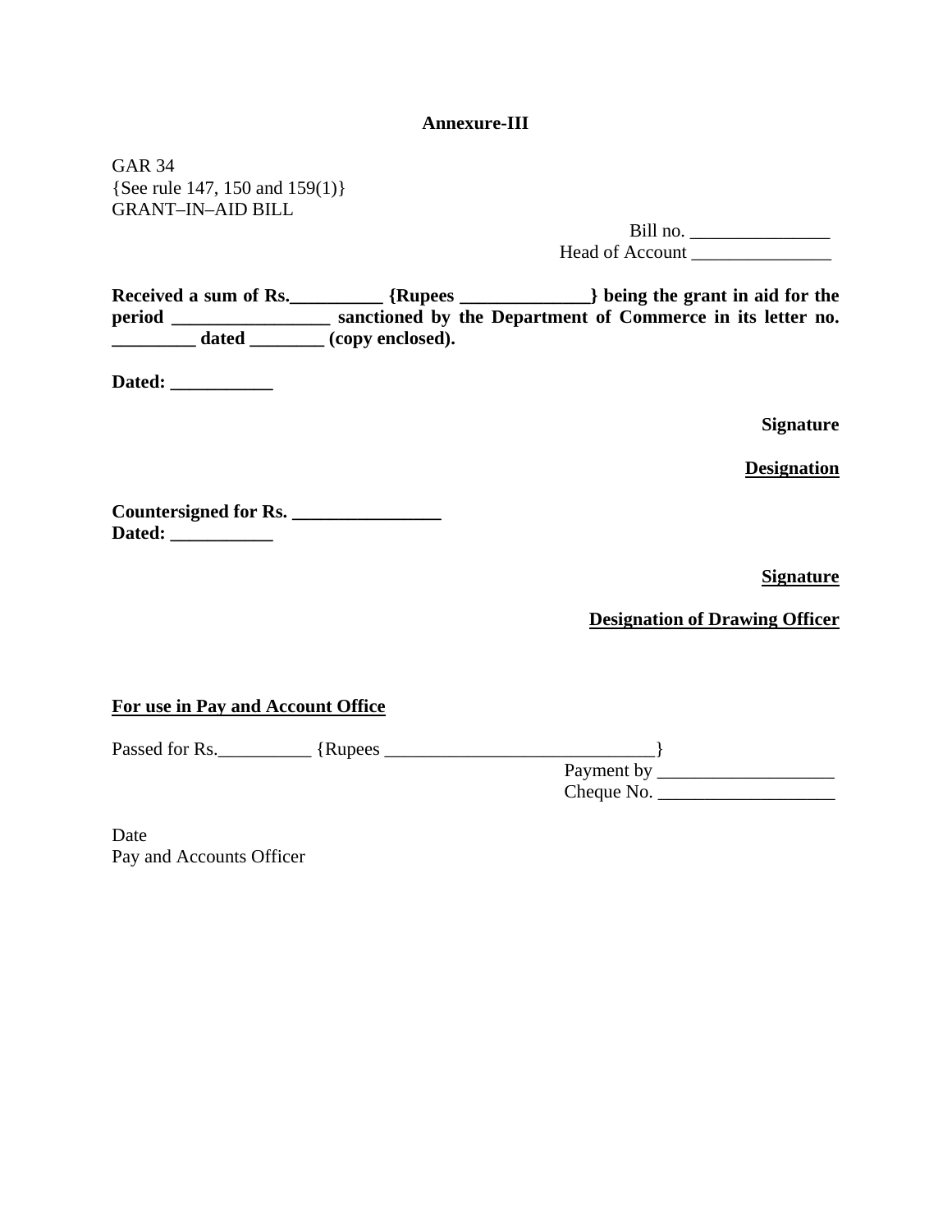**Annexure-III**

GAR 34
{See rule 147, 150 and 159(1)}
GRANT–IN–AID BILL

Bill no. _______________
Head of Account _______________

**Received a sum of Rs.__________ {Rupees ______________} being the grant in aid for the period _________________ sanctioned by the Department of Commerce in its letter no. _________ dated ________ (copy enclosed).**

**Dated: ___________**

**Signature**

**<u>Designation</u>**

**Countersigned for Rs. ________________**
**Dated: ___________**

**<u>Signature</u>**

**<u>Designation of Drawing Officer</u>**

**<u>For use in Pay and Account Office</u>**

Passed for Rs.__________ {Rupees ______________________________}
Payment by ___________________
Cheque No. ___________________

Date
Pay and Accounts Officer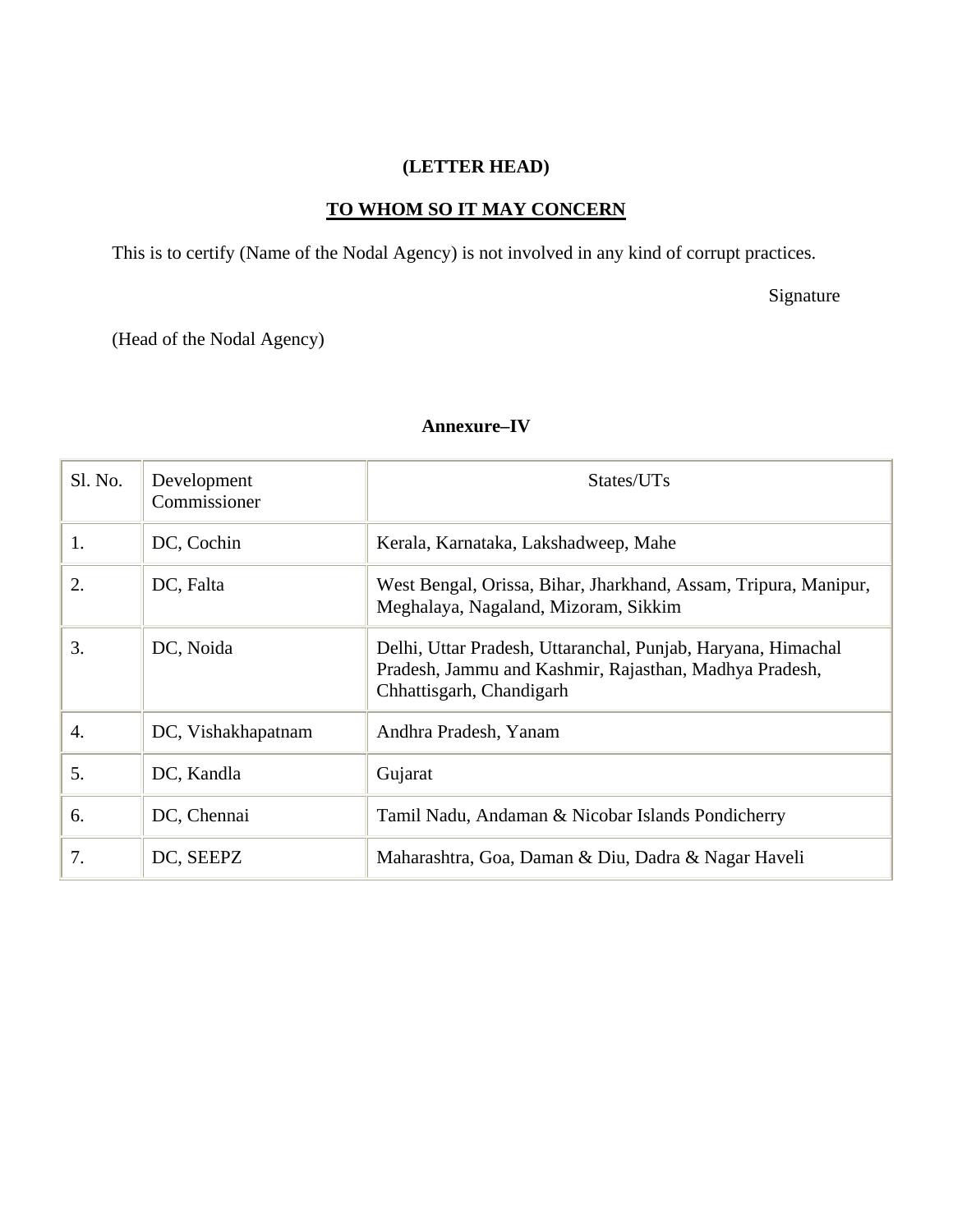**(LETTER HEAD)**

**TO WHOM SO IT MAY CONCERN**

This is to certify (Name of the Nodal Agency) is not involved in any kind of corrupt practices.

Signature

(Head of the Nodal Agency)

**Annexure–IV**

| Sl. No. | Development Commissioner | States/UTs |
|---|---|---|
| 1. | DC, Cochin | Kerala, Karnataka, Lakshadweep, Mahe |
| 2. | DC, Falta | West Bengal, Orissa, Bihar, Jharkhand, Assam, Tripura, Manipur, Meghalaya, Nagaland, Mizoram, Sikkim |
| 3. | DC, Noida | Delhi, Uttar Pradesh, Uttaranchal, Punjab, Haryana, Himachal Pradesh, Jammu and Kashmir, Rajasthan, Madhya Pradesh, Chhattisgarh, Chandigarh |
| 4. | DC, Vishakhapatnam | Andhra Pradesh, Yanam |
| 5. | DC, Kandla | Gujarat |
| 6. | DC, Chennai | Tamil Nadu, Andaman & Nicobar Islands Pondicherry |
| 7. | DC, SEEPZ | Maharashtra, Goa, Daman & Diu, Dadra & Nagar Haveli |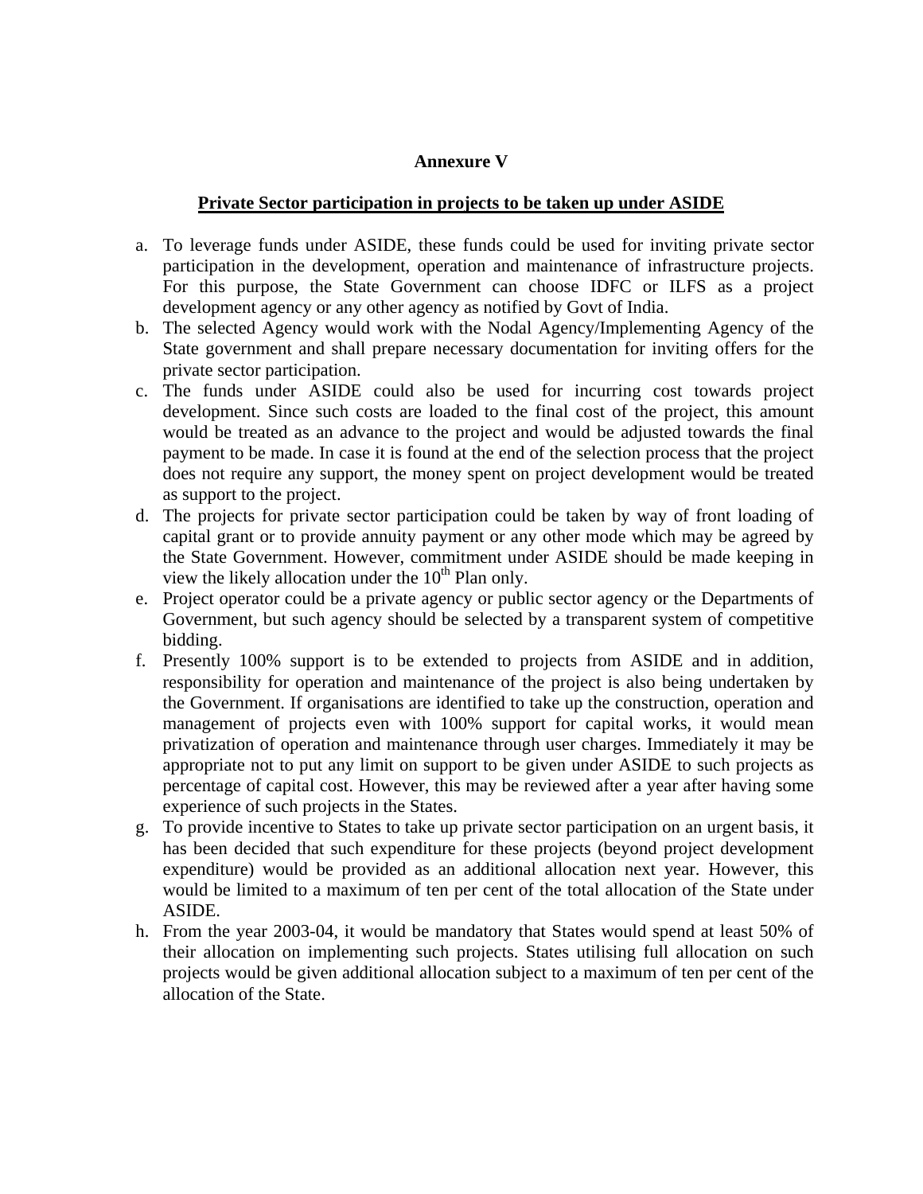## Annexure V

### Private Sector participation in projects to be taken up under ASIDE

a. To leverage funds under ASIDE, these funds could be used for inviting private sector participation in the development, operation and maintenance of infrastructure projects. For this purpose, the State Government can choose IDFC or ILFS as a project development agency or any other agency as notified by Govt of India.
b. The selected Agency would work with the Nodal Agency/Implementing Agency of the State government and shall prepare necessary documentation for inviting offers for the private sector participation.
c. The funds under ASIDE could also be used for incurring cost towards project development. Since such costs are loaded to the final cost of the project, this amount would be treated as an advance to the project and would be adjusted towards the final payment to be made. In case it is found at the end of the selection process that the project does not require any support, the money spent on project development would be treated as support to the project.
d. The projects for private sector participation could be taken by way of front loading of capital grant or to provide annuity payment or any other mode which may be agreed by the State Government. However, commitment under ASIDE should be made keeping in view the likely allocation under the 10th Plan only.
e. Project operator could be a private agency or public sector agency or the Departments of Government, but such agency should be selected by a transparent system of competitive bidding.
f. Presently 100% support is to be extended to projects from ASIDE and in addition, responsibility for operation and maintenance of the project is also being undertaken by the Government. If organisations are identified to take up the construction, operation and management of projects even with 100% support for capital works, it would mean privatization of operation and maintenance through user charges. Immediately it may be appropriate not to put any limit on support to be given under ASIDE to such projects as percentage of capital cost. However, this may be reviewed after a year after having some experience of such projects in the States.
g. To provide incentive to States to take up private sector participation on an urgent basis, it has been decided that such expenditure for these projects (beyond project development expenditure) would be provided as an additional allocation next year. However, this would be limited to a maximum of ten per cent of the total allocation of the State under ASIDE.
h. From the year 2003-04, it would be mandatory that States would spend at least 50% of their allocation on implementing such projects. States utilising full allocation on such projects would be given additional allocation subject to a maximum of ten per cent of the allocation of the State.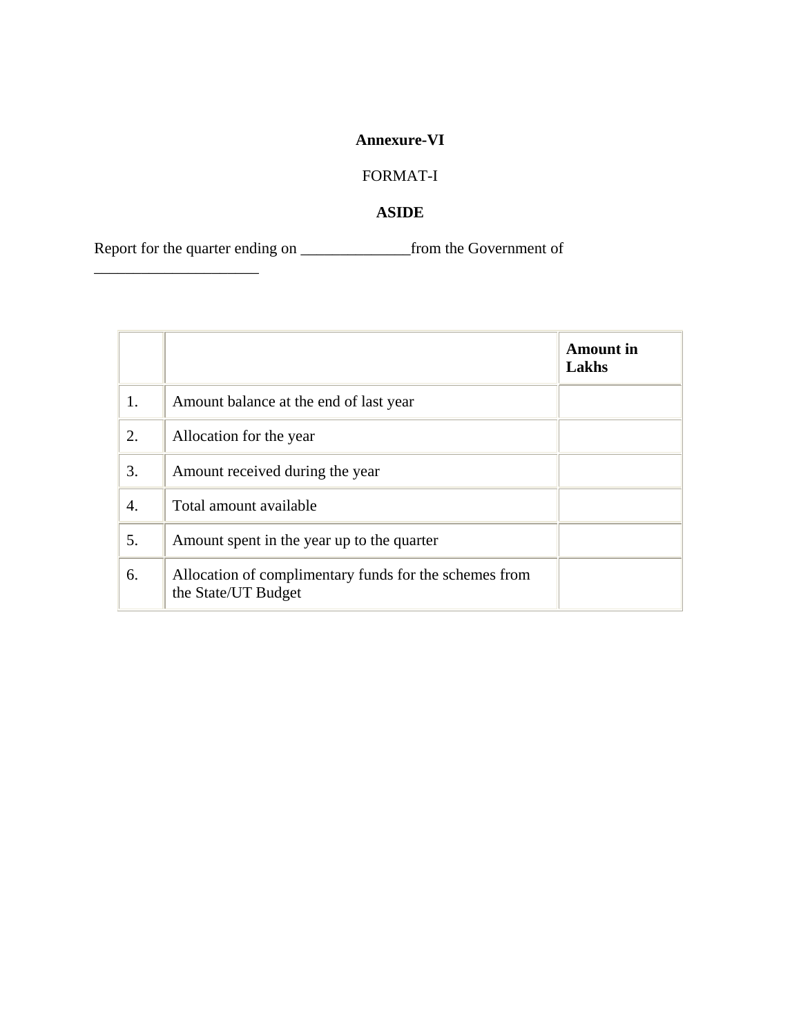**Annexure-VI**

FORMAT-I

**ASIDE**

Report for the quarter ending on ______________from the Government of ______________________

| | | **Amount in Lakhs** |
|---|---|---|
| 1. | Amount balance at the end of last year | |
| 2. | Allocation for the year | |
| 3. | Amount received during the year | |
| 4. | Total amount available | |
| 5. | Amount spent in the year up to the quarter | |
| 6. | Allocation of complimentary funds for the schemes from the State/UT Budget | |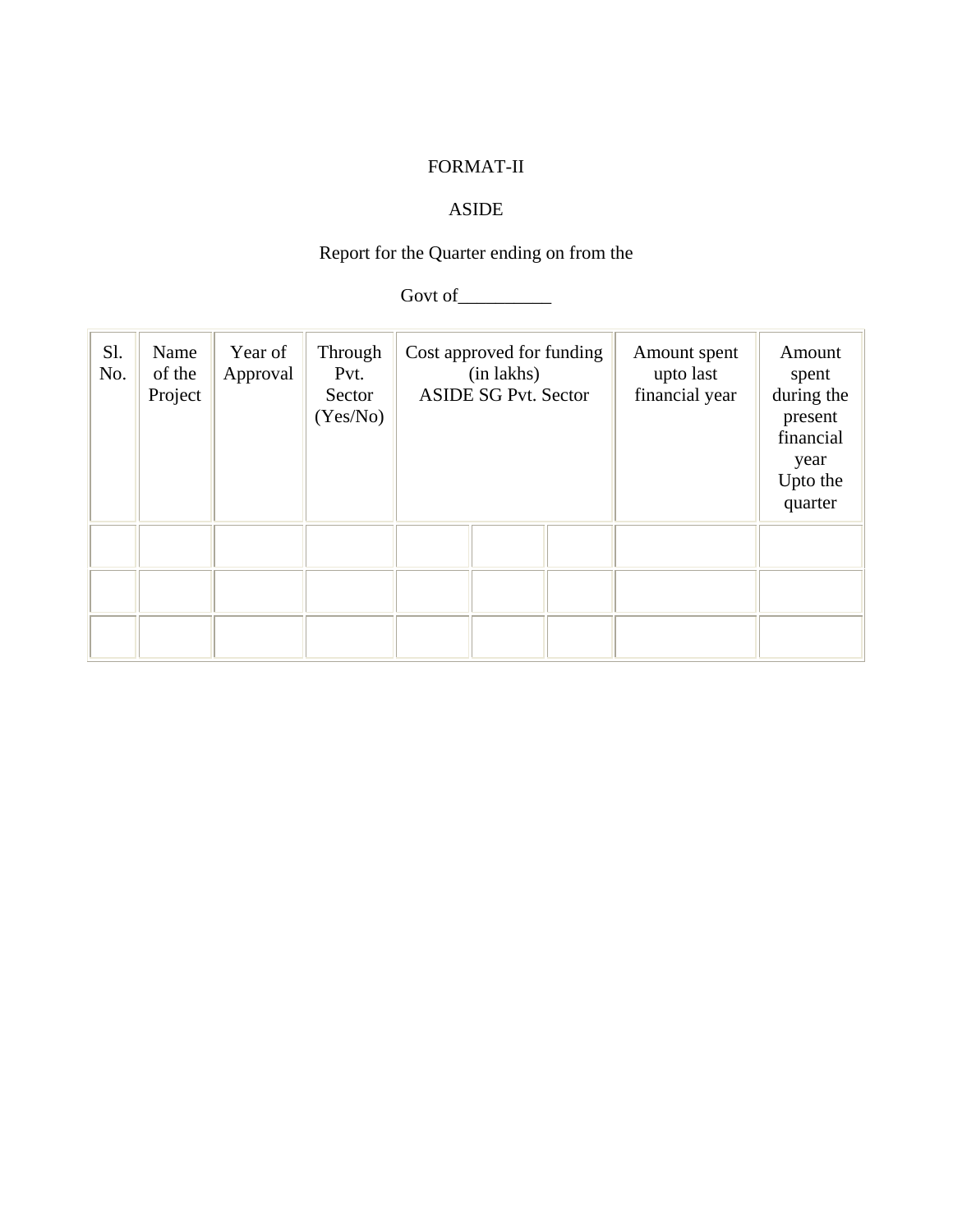FORMAT-II

ASIDE

Report for the Quarter ending on from the

Govt of__________

| Sl. No. | Name of the Project | Year of Approval | Through Pvt. Sector (Yes/No) | Cost approved for funding (in lakhs) ASIDE SG Pvt. Sector | | | Amount spent upto last financial year | Amount spent during the present financial year Upto the quarter |
|---|---|---|---|---|---|---|---|---|
| | | | | | | | | |
| | | | | | | | | |
| | | | | | | | | |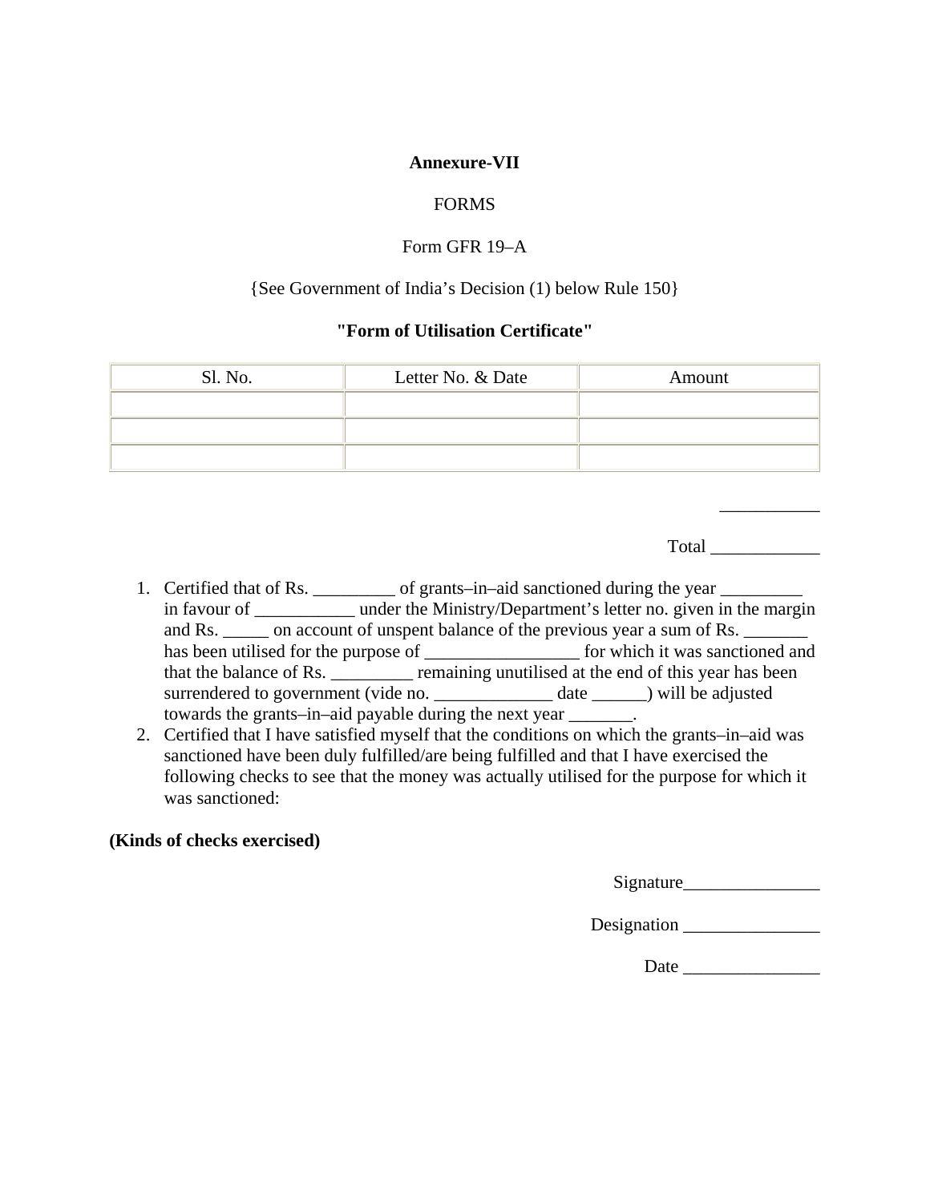**Annexure-VII**

FORMS

Form GFR 19–A

{See Government of India's Decision (1) below Rule 150}

**"Form of Utilisation Certificate"**

| Sl. No. | Letter No. & Date | Amount |
|---|---|---|
| | | |
| | | |
| | | |

___________

Total ____________

1. Certified that of Rs. _________ of grants–in–aid sanctioned during the year _________ in favour of ___________ under the Ministry/Department's letter no. given in the margin and Rs. _____ on account of unspent balance of the previous year a sum of Rs. _______ has been utilised for the purpose of _________________ for which it was sanctioned and that the balance of Rs. _________ remaining unutilised at the end of this year has been surrendered to government (vide no. _____________ date ______) will be adjusted towards the grants–in–aid payable during the next year _______.
2. Certified that I have satisfied myself that the conditions on which the grants–in–aid was sanctioned have been duly fulfilled/are being fulfilled and that I have exercised the following checks to see that the money was actually utilised for the purpose for which it was sanctioned:

**(Kinds of checks exercised)**

Signature_______________

Designation _______________

Date _______________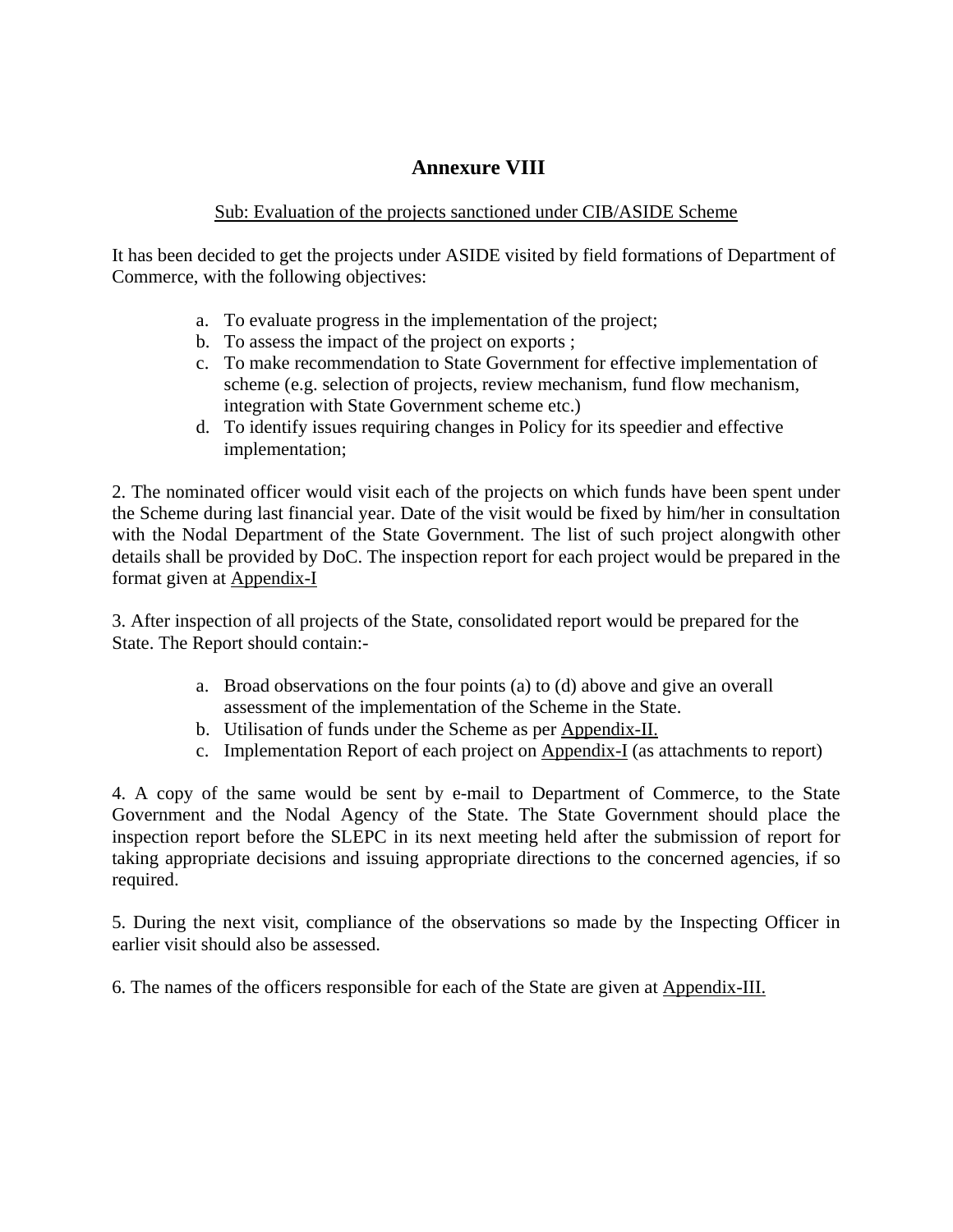# Annexure VIII

Sub: Evaluation of the projects sanctioned under CIB/ASIDE Scheme

It has been decided to get the projects under ASIDE visited by field formations of Department of Commerce, with the following objectives:

a. To evaluate progress in the implementation of the project;
b. To assess the impact of the project on exports ;
c. To make recommendation to State Government for effective implementation of scheme (e.g. selection of projects, review mechanism, fund flow mechanism, integration with State Government scheme etc.)
d. To identify issues requiring changes in Policy for its speedier and effective implementation;

2. The nominated officer would visit each of the projects on which funds have been spent under the Scheme during last financial year. Date of the visit would be fixed by him/her in consultation with the Nodal Department of the State Government. The list of such project alongwith other details shall be provided by DoC. The inspection report for each project would be prepared in the format given at Appendix-I

3. After inspection of all projects of the State, consolidated report would be prepared for the State. The Report should contain:-

a. Broad observations on the four points (a) to (d) above and give an overall assessment of the implementation of the Scheme in the State.
b. Utilisation of funds under the Scheme as per Appendix-II.
c. Implementation Report of each project on Appendix-I (as attachments to report)

4. A copy of the same would be sent by e-mail to Department of Commerce, to the State Government and the Nodal Agency of the State. The State Government should place the inspection report before the SLEPC in its next meeting held after the submission of report for taking appropriate decisions and issuing appropriate directions to the concerned agencies, if so required.

5. During the next visit, compliance of the observations so made by the Inspecting Officer in earlier visit should also be assessed.

6. The names of the officers responsible for each of the State are given at Appendix-III.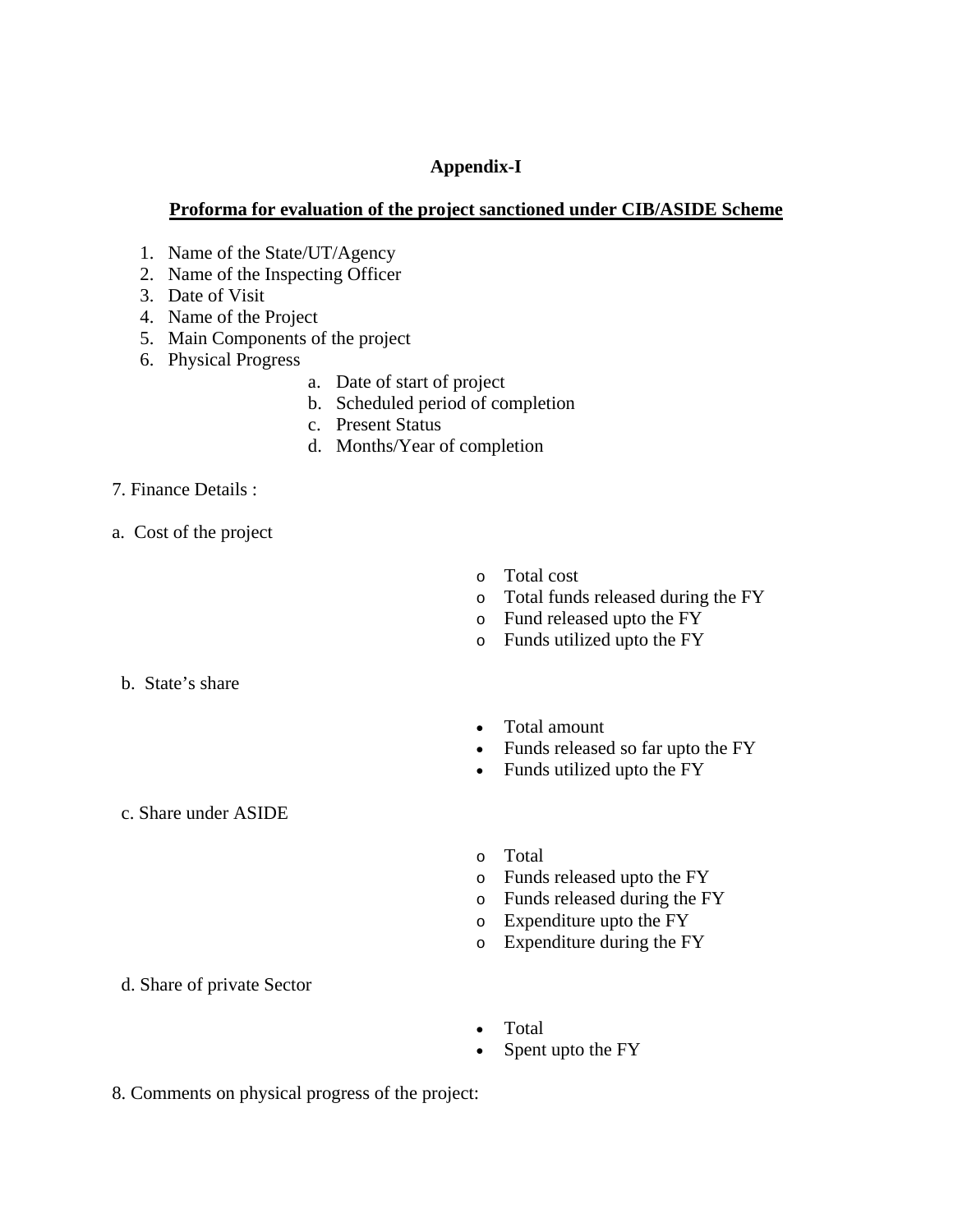**Appendix-I**

**Proforma for evaluation of the project sanctioned under CIB/ASIDE Scheme**

1. Name of the State/UT/Agency
2. Name of the Inspecting Officer
3. Date of Visit
4. Name of the Project
5. Main Components of the project
6. Physical Progress
   a. Date of start of project
   b. Scheduled period of completion
   c. Present Status
   d. Months/Year of completion

7. Finance Details :

a. Cost of the project

- Total cost
- Total funds released during the FY
- Fund released upto the FY
- Funds utilized upto the FY

b. State's share

- Total amount
- Funds released so far upto the FY
- Funds utilized upto the FY

c. Share under ASIDE

- Total
- Funds released upto the FY
- Funds released during the FY
- Expenditure upto the FY
- Expenditure during the FY

d. Share of private Sector

- Total
- Spent upto the FY

8. Comments on physical progress of the project: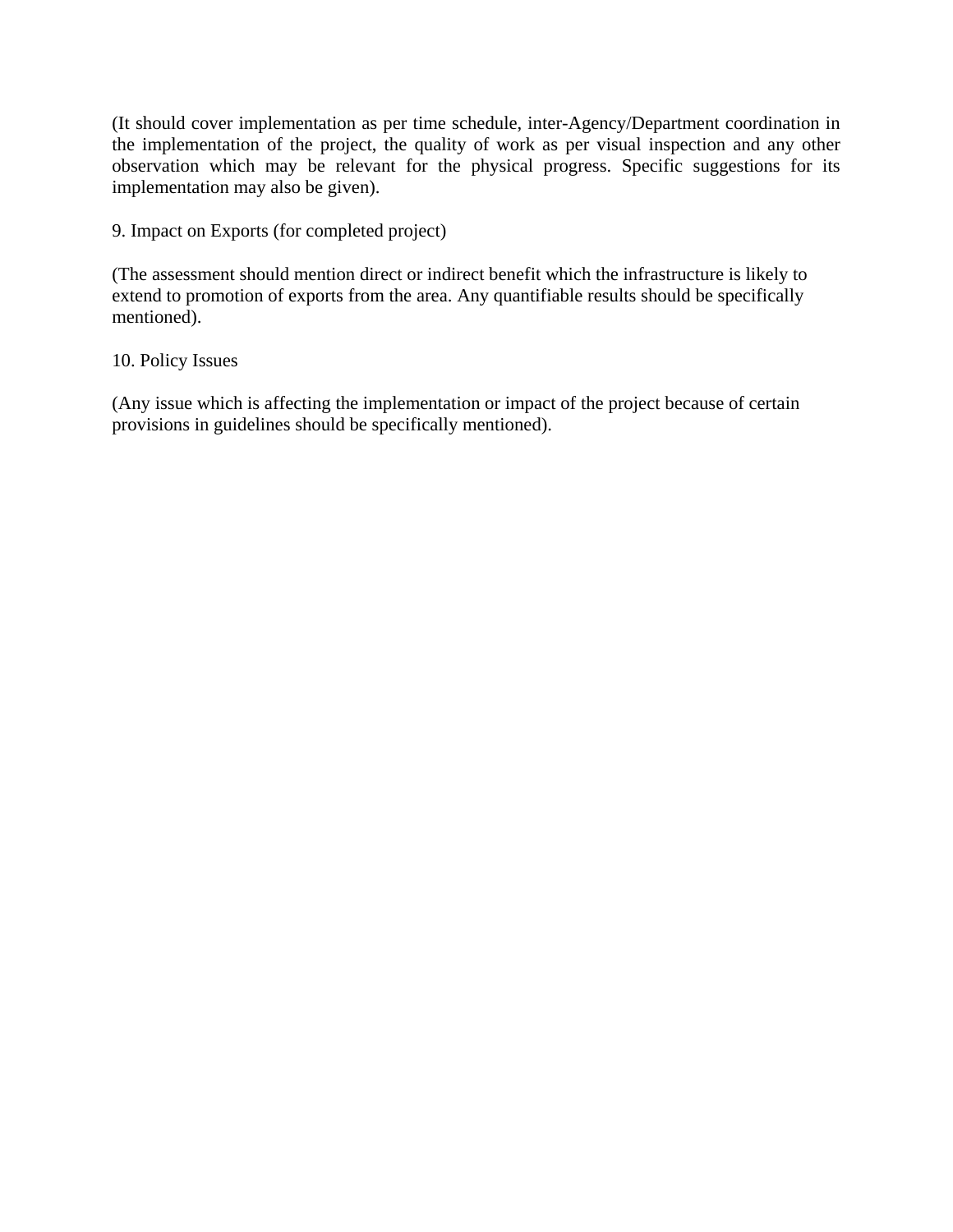(It should cover implementation as per time schedule, inter-Agency/Department coordination in the implementation of the project, the quality of work as per visual inspection and any other observation which may be relevant for the physical progress. Specific suggestions for its implementation may also be given).

9. Impact on Exports (for completed project)

(The assessment should mention direct or indirect benefit which the infrastructure is likely to extend to promotion of exports from the area. Any quantifiable results should be specifically mentioned).

10. Policy Issues

(Any issue which is affecting the implementation or impact of the project because of certain provisions in guidelines should be specifically mentioned).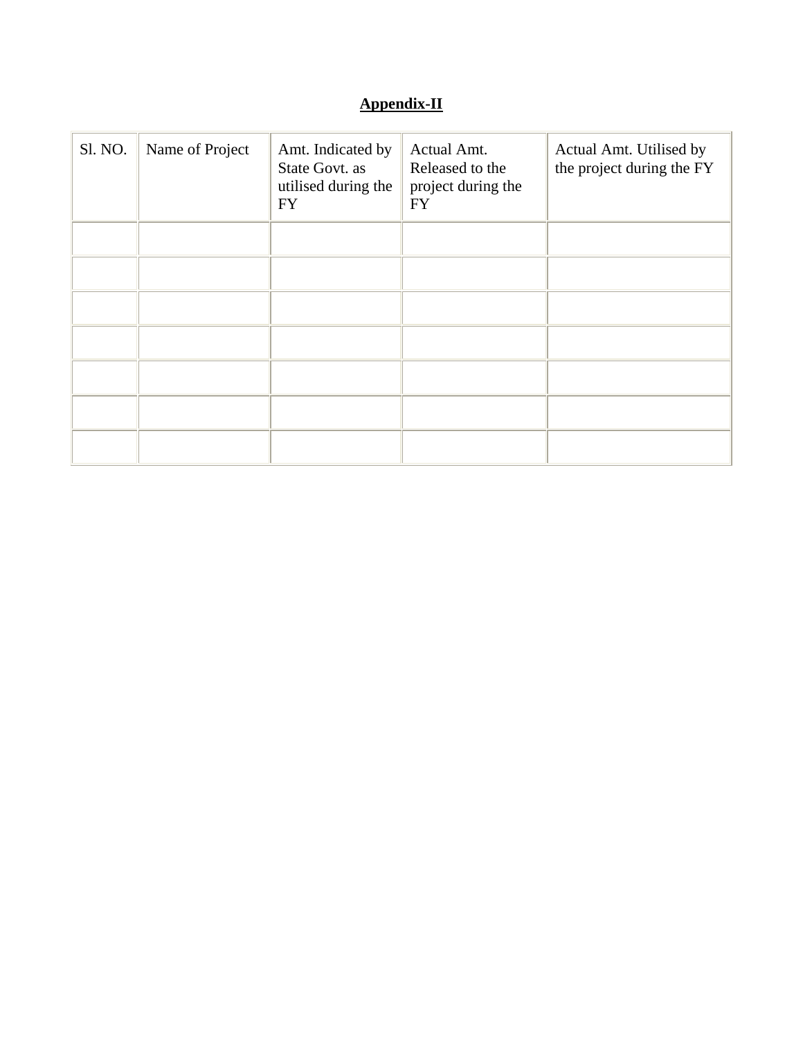**Appendix-II**

| Sl. NO. | Name of Project | Amt. Indicated by State Govt. as utilised during the FY | Actual Amt. Released to the project during the FY | Actual Amt. Utilised by the project during the FY |
|---|---|---|---|---|
| | | | | |
| | | | | |
| | | | | |
| | | | | |
| | | | | |
| | | | | |
| | | | | |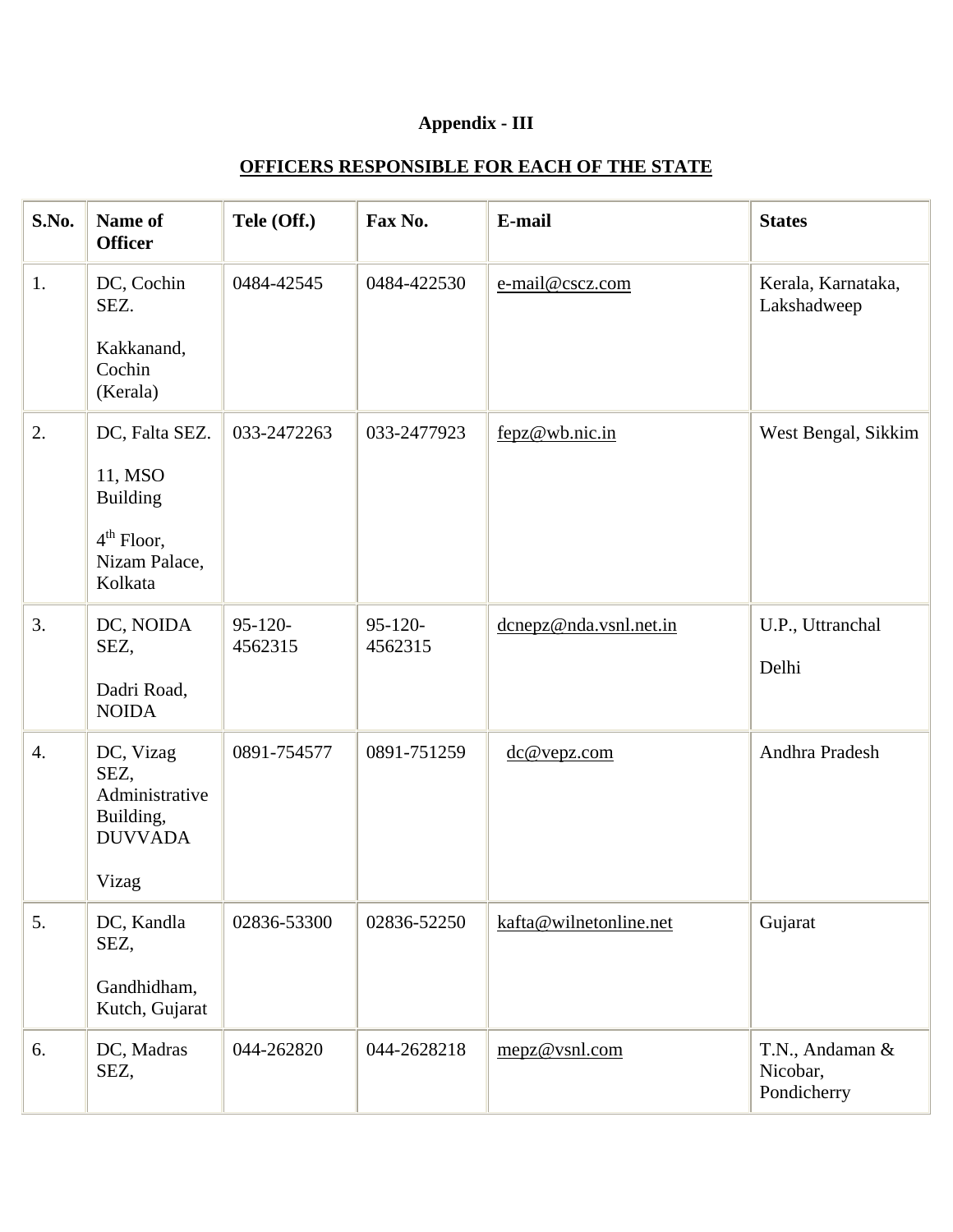**Appendix - III**

**OFFICERS RESPONSIBLE FOR EACH OF THE STATE**

| S.No. | Name of Officer | Tele (Off.) | Fax No. | E-mail | States |
|---|---|---|---|---|---|
| 1. | DC, Cochin SEZ. Kakkanand, Cochin (Kerala) | 0484-42545 | 0484-422530 | e-mail@cscz.com | Kerala, Karnataka, Lakshadweep |
| 2. | DC, Falta SEZ. 11, MSO Building 4th Floor, Nizam Palace, Kolkata | 033-2472263 | 033-2477923 | fepz@wb.nic.in | West Bengal, Sikkim |
| 3. | DC, NOIDA SEZ, Dadri Road, NOIDA | 95-120-4562315 | 95-120-4562315 | dcnepz@nda.vsnl.net.in | U.P., Uttranchal Delhi |
| 4. | DC, Vizag SEZ, Administrative Building, DUVVADA Vizag | 0891-754577 | 0891-751259 | dc@vepz.com | Andhra Pradesh |
| 5. | DC, Kandla SEZ, Gandhidham, Kutch, Gujarat | 02836-53300 | 02836-52250 | kafta@wilnetonline.net | Gujarat |
| 6. | DC, Madras SEZ, | 044-262820 | 044-2628218 | mepz@vsnl.com | T.N., Andaman & Nicobar, Pondicherry |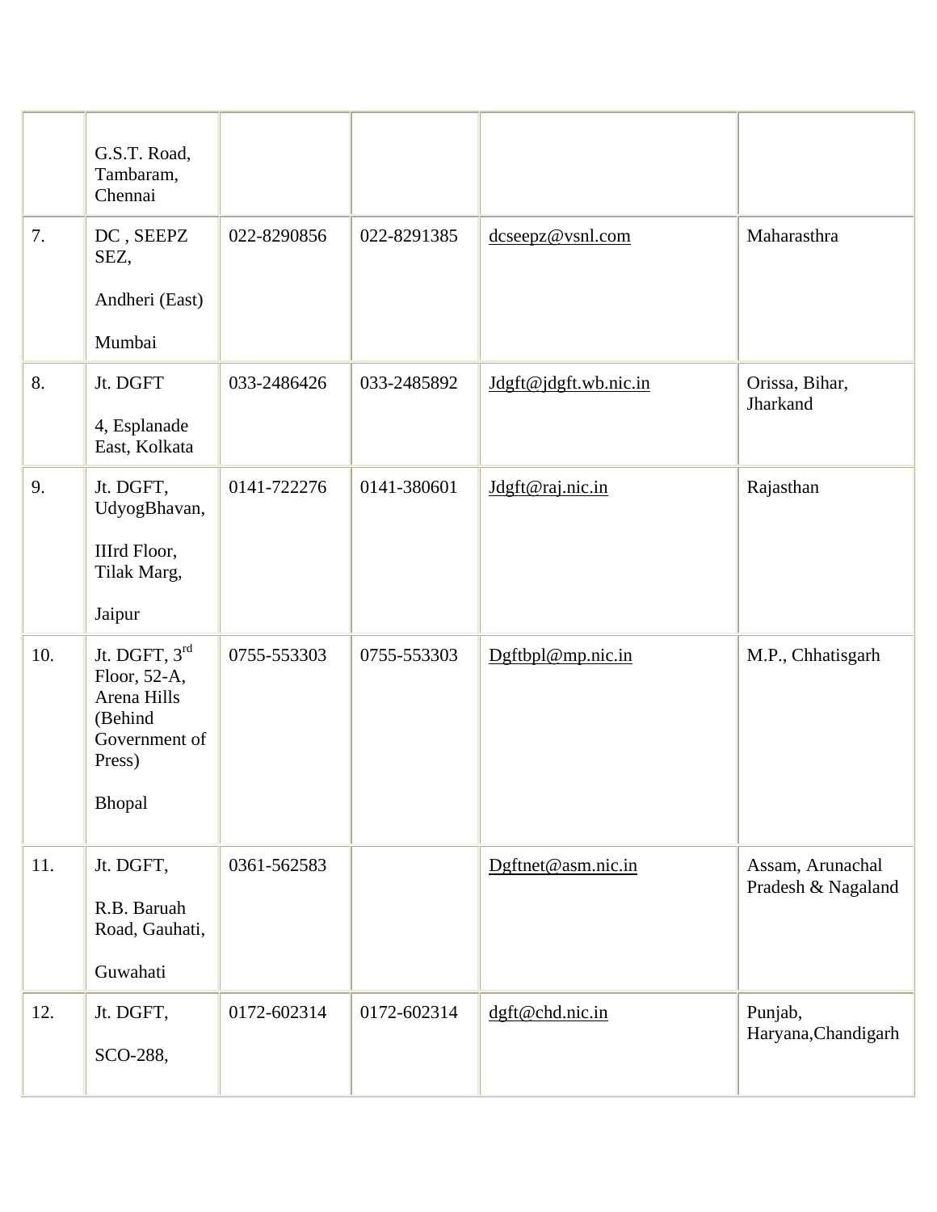| | | | | | |
|---|---|---|---|---|---|
| | G.S.T. Road, Tambaram, Chennai | | | | |
| 7. | DC , SEEPZ SEZ, Andheri (East) Mumbai | 022-8290856 | 022-8291385 | dcseepz@vsnl.com | Maharasthra |
| 8. | Jt. DGFT 4, Esplanade East, Kolkata | 033-2486426 | 033-2485892 | Jdgft@jdgft.wb.nic.in | Orissa, Bihar, Jharkand |
| 9. | Jt. DGFT, UdyogBhavan, IIIrd Floor, Tilak Marg, Jaipur | 0141-722276 | 0141-380601 | Jdgft@raj.nic.in | Rajasthan |
| 10. | Jt. DGFT, 3rd Floor, 52-A, Arena Hills (Behind Government of Press) Bhopal | 0755-553303 | 0755-553303 | Dgftbpl@mp.nic.in | M.P., Chhatisgarh |
| 11. | Jt. DGFT, R.B. Baruah Road, Gauhati, Guwahati | 0361-562583 | | Dgftnet@asm.nic.in | Assam, Arunachal Pradesh & Nagaland |
| 12. | Jt. DGFT, SCO-288, | 0172-602314 | 0172-602314 | dgft@chd.nic.in | Punjab, Haryana,Chandigarh |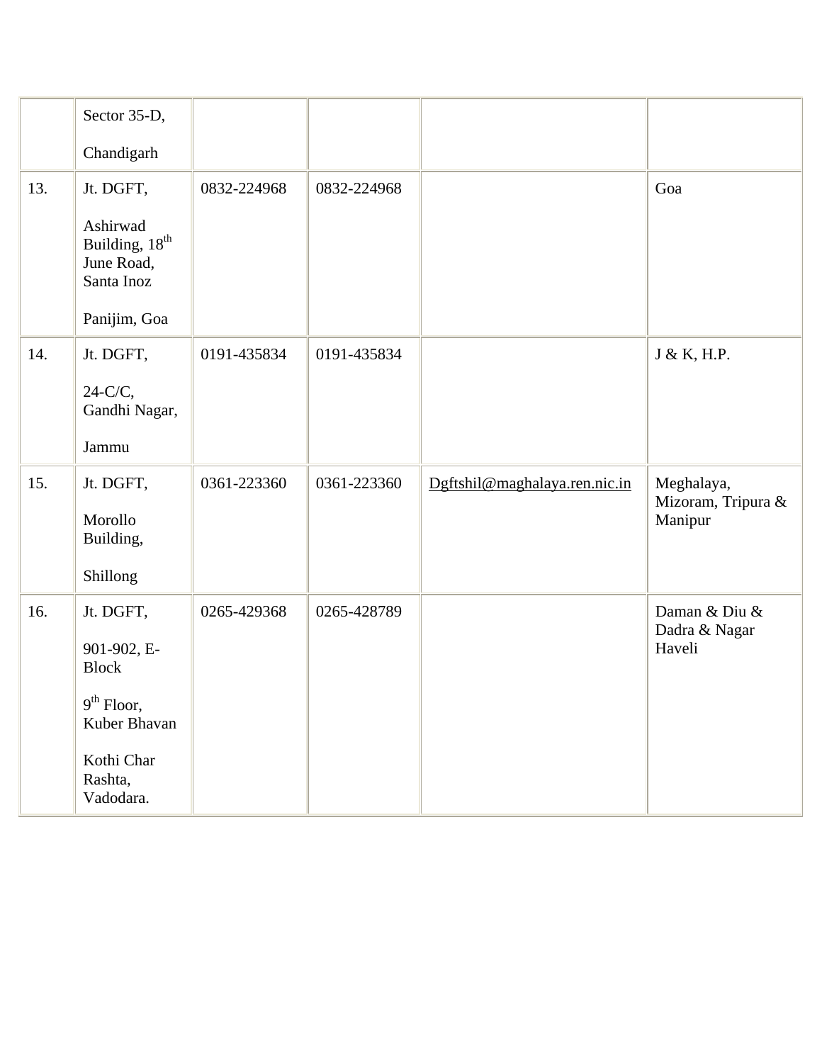|  |  |  |  |  |  |
|---|---|---|---|---|---|
|  | Sector 35-D, Chandigarh |  |  |  |  |
| 13. | Jt. DGFT, Ashirwad Building, 18th June Road, Santa Inoz Panijim, Goa | 0832-224968 | 0832-224968 |  | Goa |
| 14. | Jt. DGFT, 24-C/C, Gandhi Nagar, Jammu | 0191-435834 | 0191-435834 |  | J & K, H.P. |
| 15. | Jt. DGFT, Morollo Building, Shillong | 0361-223360 | 0361-223360 | Dgftshil@maghalaya.ren.nic.in | Meghalaya, Mizoram, Tripura & Manipur |
| 16. | Jt. DGFT, 901-902, E-Block 9th Floor, Kuber Bhavan Kothi Char Rashta, Vadodara. | 0265-429368 | 0265-428789 |  | Daman & Diu & Dadra & Nagar Haveli |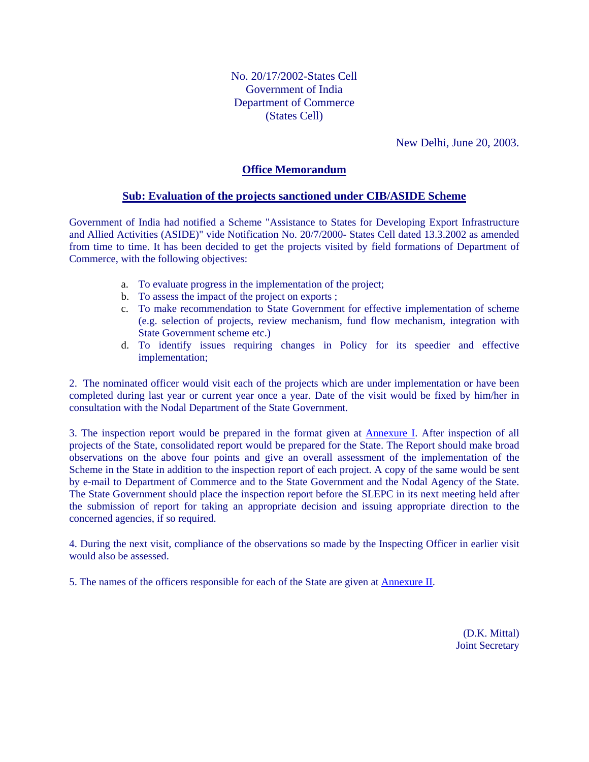No. 20/17/2002-States Cell
Government of India
Department of Commerce
(States Cell)

New Delhi, June 20, 2003.

## **Office Memorandum**

### **Sub: Evaluation of the projects sanctioned under CIB/ASIDE Scheme**

Government of India had notified a Scheme "Assistance to States for Developing Export Infrastructure and Allied Activities (ASIDE)" vide Notification No. 20/7/2000- States Cell dated 13.3.2002 as amended from time to time. It has been decided to get the projects visited by field formations of Department of Commerce, with the following objectives:

a. To evaluate progress in the implementation of the project;
b. To assess the impact of the project on exports ;
c. To make recommendation to State Government for effective implementation of scheme (e.g. selection of projects, review mechanism, fund flow mechanism, integration with State Government scheme etc.)
d. To identify issues requiring changes in Policy for its speedier and effective implementation;

2. The nominated officer would visit each of the projects which are under implementation or have been completed during last year or current year once a year. Date of the visit would be fixed by him/her in consultation with the Nodal Department of the State Government.

3. The inspection report would be prepared in the format given at Annexure I. After inspection of all projects of the State, consolidated report would be prepared for the State. The Report should make broad observations on the above four points and give an overall assessment of the implementation of the Scheme in the State in addition to the inspection report of each project. A copy of the same would be sent by e-mail to Department of Commerce and to the State Government and the Nodal Agency of the State. The State Government should place the inspection report before the SLEPC in its next meeting held after the submission of report for taking an appropriate decision and issuing appropriate direction to the concerned agencies, if so required.

4. During the next visit, compliance of the observations so made by the Inspecting Officer in earlier visit would also be assessed.

5. The names of the officers responsible for each of the State are given at Annexure II.

(D.K. Mittal)
Joint Secretary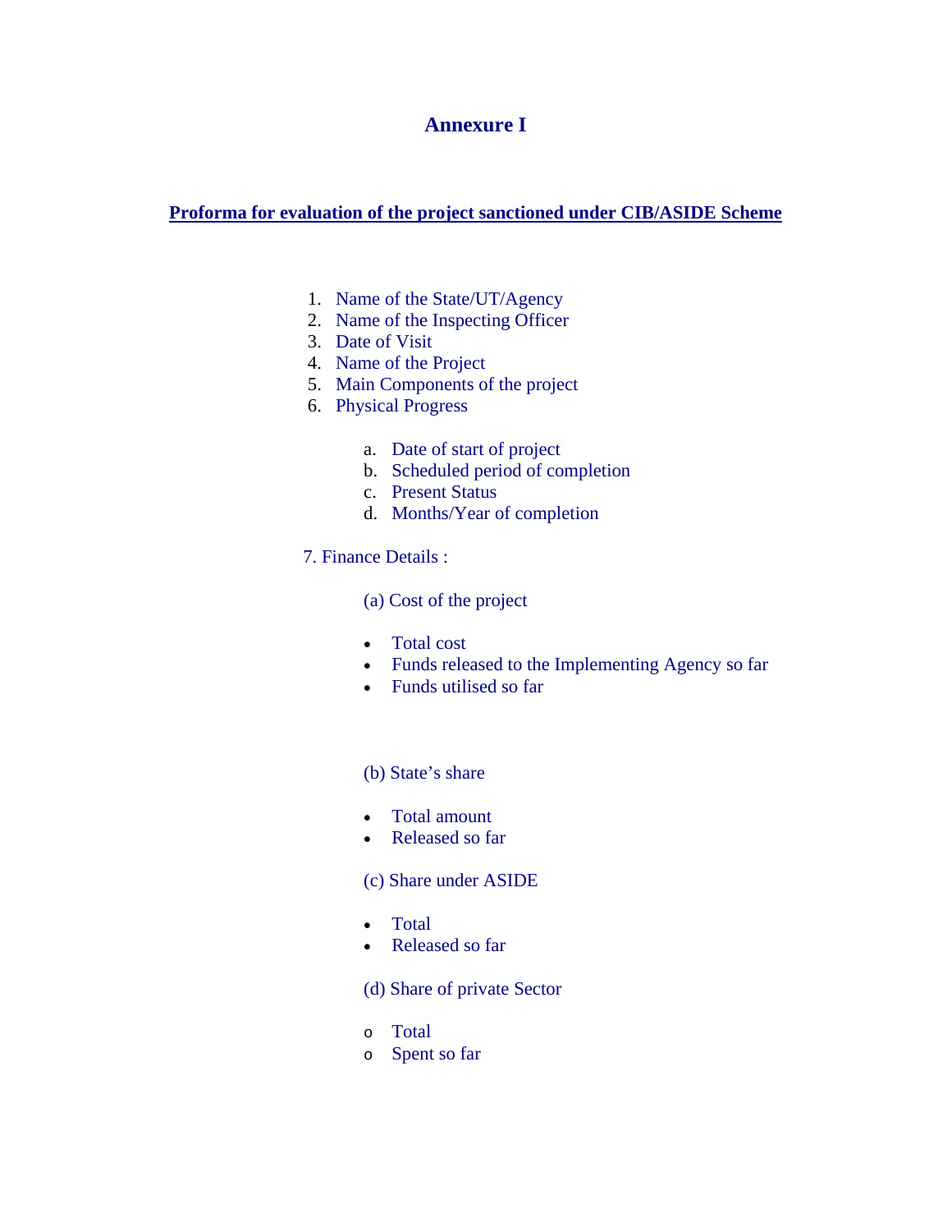# Annexure I

## Proforma for evaluation of the project sanctioned under CIB/ASIDE Scheme

1. Name of the State/UT/Agency
2. Name of the Inspecting Officer
3. Date of Visit
4. Name of the Project
5. Main Components of the project
6. Physical Progress

    a. Date of start of project
    b. Scheduled period of completion
    c. Present Status
    d. Months/Year of completion

7. Finance Details :

    (a) Cost of the project

    - Total cost
    - Funds released to the Implementing Agency so far
    - Funds utilised so far

    (b) State's share

    - Total amount
    - Released so far

    (c) Share under ASIDE

    - Total
    - Released so far

    (d) Share of private Sector

    - Total
    - Spent so far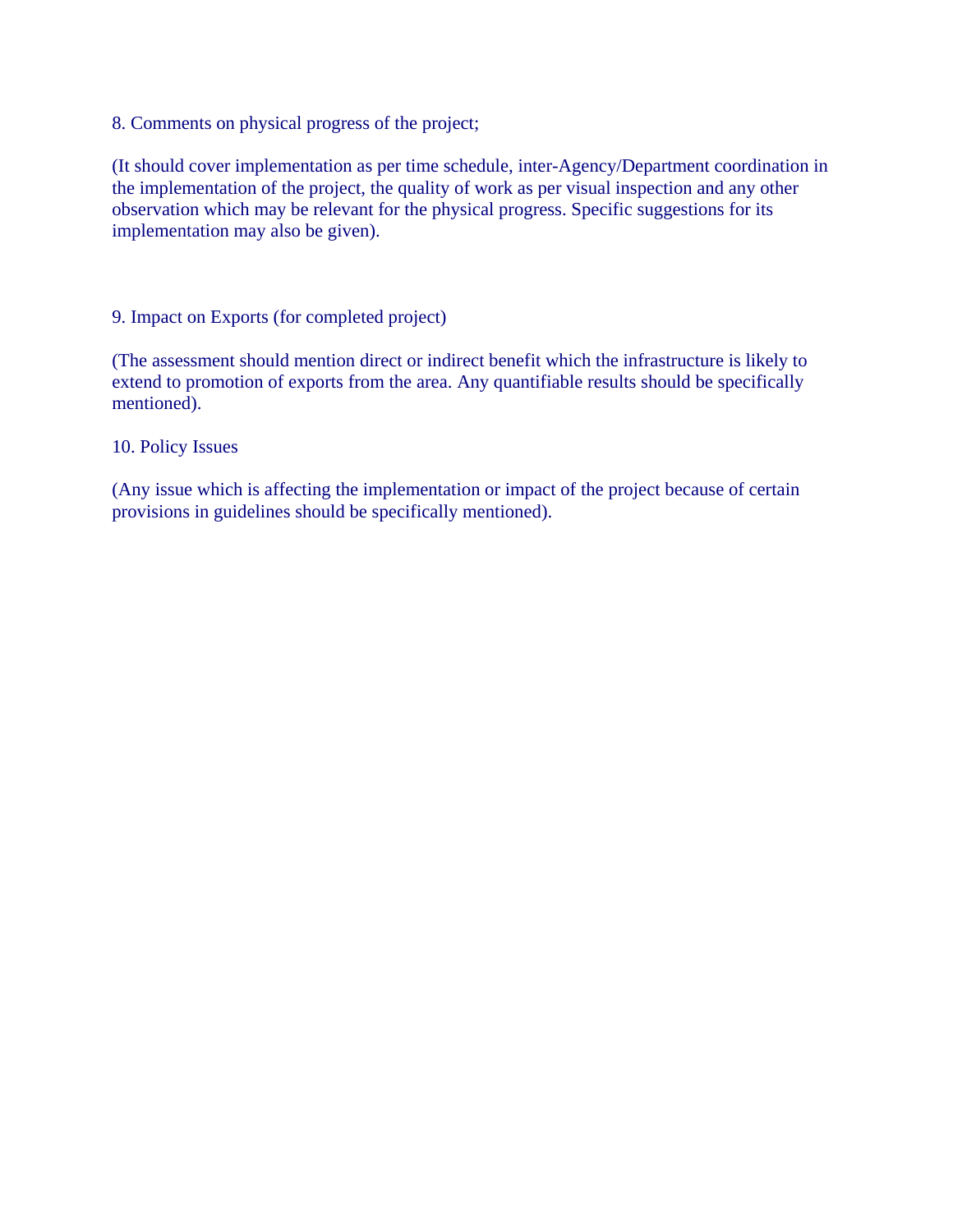8. Comments on physical progress of the project;

(It should cover implementation as per time schedule, inter-Agency/Department coordination in the implementation of the project, the quality of work as per visual inspection and any other observation which may be relevant for the physical progress. Specific suggestions for its implementation may also be given).

9. Impact on Exports (for completed project)

(The assessment should mention direct or indirect benefit which the infrastructure is likely to extend to promotion of exports from the area. Any quantifiable results should be specifically mentioned).

10. Policy Issues

(Any issue which is affecting the implementation or impact of the project because of certain provisions in guidelines should be specifically mentioned).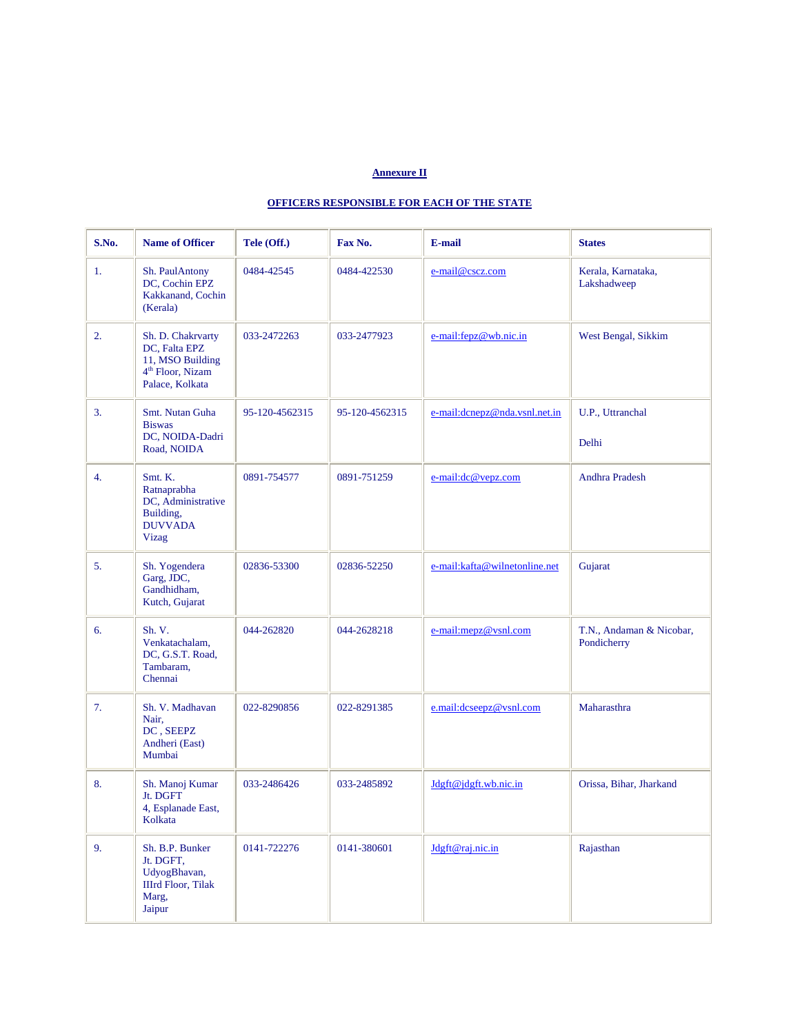**Annexure II**

**OFFICERS RESPONSIBLE FOR EACH OF THE STATE**

| S.No. | Name of Officer | Tele (Off.) | Fax No. | E-mail | States |
|---|---|---|---|---|---|
| 1. | Sh. PaulAntony DC, Cochin EPZ Kakkanand, Cochin (Kerala) | 0484-42545 | 0484-422530 | e-mail@cscz.com | Kerala, Karnataka, Lakshadweep |
| 2. | Sh. D. Chakrvarty DC, Falta EPZ 11, MSO Building 4th Floor, Nizam Palace, Kolkata | 033-2472263 | 033-2477923 | e-mail:fepz@wb.nic.in | West Bengal, Sikkim |
| 3. | Smt. Nutan Guha Biswas DC, NOIDA-Dadri Road, NOIDA | 95-120-4562315 | 95-120-4562315 | e-mail:dcnepz@nda.vsnl.net.in | U.P., Uttranchal<br><br>Delhi |
| 4. | Smt. K. Ratnaprabha DC, Administrative Building, DUVVADA Vizag | 0891-754577 | 0891-751259 | e-mail:dc@vepz.com | Andhra Pradesh |
| 5. | Sh. Yogendera Garg, JDC, Gandhidham, Kutch, Gujarat | 02836-53300 | 02836-52250 | e-mail:kafta@wilnetonline.net | Gujarat |
| 6. | Sh. V. Venkatachalam, DC, G.S.T. Road, Tambaram, Chennai | 044-262820 | 044-2628218 | e-mail:mepz@vsnl.com | T.N., Andaman & Nicobar, Pondicherry |
| 7. | Sh. V. Madhavan Nair, DC , SEEPZ Andheri (East) Mumbai | 022-8290856 | 022-8291385 | e.mail:dcseepz@vsnl.com | Maharasthra |
| 8. | Sh. Manoj Kumar Jt. DGFT 4, Esplanade East, Kolkata | 033-2486426 | 033-2485892 | Jdgft@jdgft.wb.nic.in | Orissa, Bihar, Jharkand |
| 9. | Sh. B.P. Bunker Jt. DGFT, UdyogBhavan, IIIrd Floor, Tilak Marg, Jaipur | 0141-722276 | 0141-380601 | Jdgft@raj.nic.in | Rajasthan |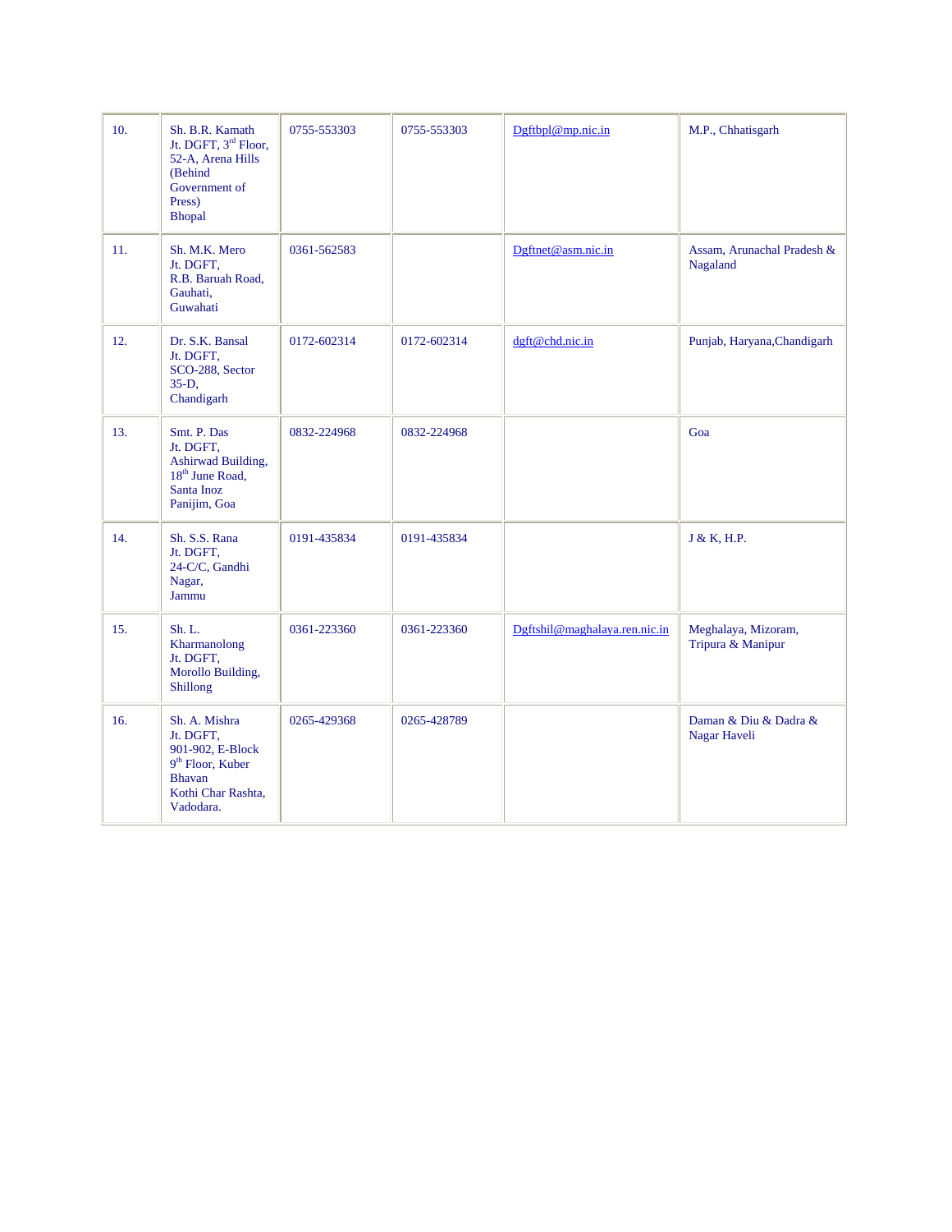| | | | | | |
|---|---|---|---|---|---|
| 10. | Sh. B.R. Kamath Jt. DGFT, 3rd Floor, 52-A, Arena Hills (Behind Government of Press) Bhopal | 0755-553303 | 0755-553303 | Dgftbpl@mp.nic.in | M.P., Chhatisgarh |
| 11. | Sh. M.K. Mero Jt. DGFT, R.B. Baruah Road, Gauhati, Guwahati | 0361-562583 | | Dgftnet@asm.nic.in | Assam, Arunachal Pradesh & Nagaland |
| 12. | Dr. S.K. Bansal Jt. DGFT, SCO-288, Sector 35-D, Chandigarh | 0172-602314 | 0172-602314 | dgft@chd.nic.in | Punjab, Haryana,Chandigarh |
| 13. | Smt. P. Das Jt. DGFT, Ashirwad Building, 18th June Road, Santa Inoz Panijim, Goa | 0832-224968 | 0832-224968 | | Goa |
| 14. | Sh. S.S. Rana Jt. DGFT, 24-C/C, Gandhi Nagar, Jammu | 0191-435834 | 0191-435834 | | J & K, H.P. |
| 15. | Sh. L. Kharmanolong Jt. DGFT, Morollo Building, Shillong | 0361-223360 | 0361-223360 | Dgftshil@maghalaya.ren.nic.in | Meghalaya, Mizoram, Tripura & Manipur |
| 16. | Sh. A. Mishra Jt. DGFT, 901-902, E-Block 9th Floor, Kuber Bhavan Kothi Char Rashta, Vadodara. | 0265-429368 | 0265-428789 | | Daman & Diu & Dadra & Nagar Haveli |